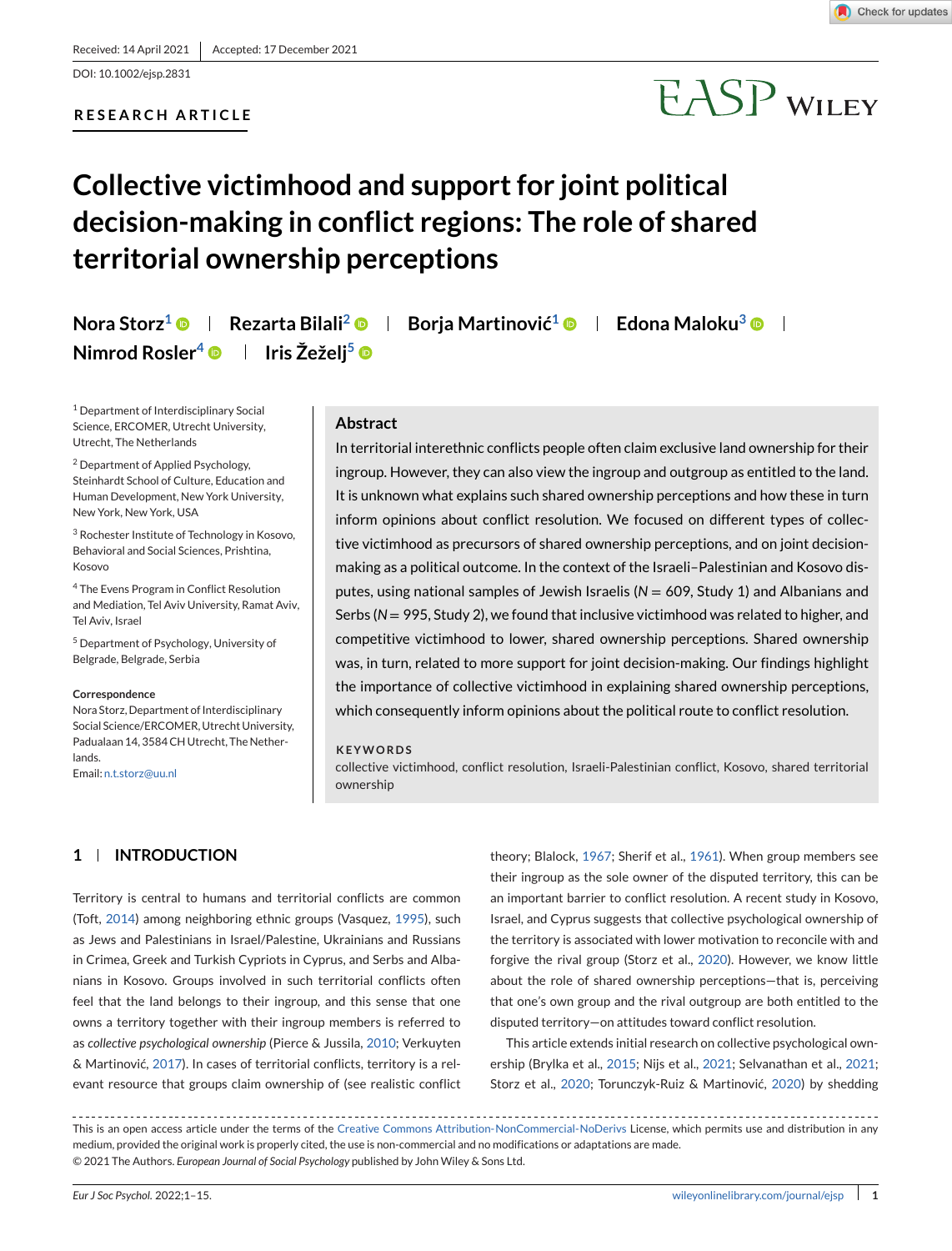Received: 14 April 2021 | Accepted: 17 December 2021

DOI: 10.1002/ejsp.2831

RESEARCH ARTICLE

# Collective victimhood and support for joint political decision-making in conflict regions: The role of shared territorial ownership perceptions

Nora Storz[1] | Rezarta Bilali[2] | Borja Martinović[1] | Edona Maloku[3] | Nimrod Rosler[4] | Iris Žeželj[5]

[1] Department of Interdisciplinary Social Science, ERCOMER, Utrecht University, Utrecht, The Netherlands

[2] Department of Applied Psychology, Steinhardt School of Culture, Education and Human Development, New York University, New York, New York, USA

[3] Rochester Institute of Technology in Kosovo, Behavioral and Social Sciences, Prishtina, Kosovo

[4] The Evens Program in Conflict Resolution and Mediation, Tel Aviv University, Ramat Aviv, Tel Aviv, Israel

[5] Department of Psychology, University of Belgrade, Belgrade, Serbia

**Correspondence**
Nora Storz, Department of Interdisciplinary Social Science/ERCOMER, Utrecht University, Padualaan 14, 3584 CH Utrecht, The Netherlands.
Email: n.t.storz@uu.nl

## Abstract

In territorial interethnic conflicts people often claim exclusive land ownership for their ingroup. However, they can also view the ingroup and outgroup as entitled to the land. It is unknown what explains such shared ownership perceptions and how these in turn inform opinions about conflict resolution. We focused on different types of collective victimhood as precursors of shared ownership perceptions, and on joint decision-making as a political outcome. In the context of the Israeli–Palestinian and Kosovo disputes, using national samples of Jewish Israelis ($N = 609$, Study 1) and Albanians and Serbs ($N = 995$, Study 2), we found that inclusive victimhood was related to higher, and competitive victimhood to lower, shared ownership perceptions. Shared ownership was, in turn, related to more support for joint decision-making. Our findings highlight the importance of collective victimhood in explaining shared ownership perceptions, which consequently inform opinions about the political route to conflict resolution.

**KEYWORDS**

collective victimhood, conflict resolution, Israeli-Palestinian conflict, Kosovo, shared territorial ownership

## 1 | INTRODUCTION

Territory is central to humans and territorial conflicts are common (Toft, 2014) among neighboring ethnic groups (Vasquez, 1995), such as Jews and Palestinians in Israel/Palestine, Ukrainians and Russians in Crimea, Greek and Turkish Cypriots in Cyprus, and Serbs and Albanians in Kosovo. Groups involved in such territorial conflicts often feel that the land belongs to their ingroup, and this sense that one owns a territory together with their ingroup members is referred to as *collective psychological ownership* (Pierce & Jussila, 2010; Verkuyten & Martinović, 2017). In cases of territorial conflicts, territory is a relevant resource that groups claim ownership of (see realistic conflict theory; Blalock, 1967; Sherif et al., 1961). When group members see their ingroup as the sole owner of the disputed territory, this can be an important barrier to conflict resolution. A recent study in Kosovo, Israel, and Cyprus suggests that collective psychological ownership of the territory is associated with lower motivation to reconcile with and forgive the rival group (Storz et al., 2020). However, we know little about the role of shared ownership perceptions—that is, perceiving that one's own group and the rival outgroup are both entitled to the disputed territory—on attitudes toward conflict resolution.

This article extends initial research on collective psychological ownership (Brylka et al., 2015; Nijs et al., 2021; Selvanathan et al., 2021; Storz et al., 2020; Torunczyk-Ruiz & Martinović, 2020) by shedding

This is an open access article under the terms of the Creative Commons Attribution-NonCommercial-NoDerivs License, which permits use and distribution in any medium, provided the original work is properly cited, the use is non-commercial and no modifications or adaptations are made.
© 2021 The Authors. *European Journal of Social Psychology* published by John Wiley & Sons Ltd.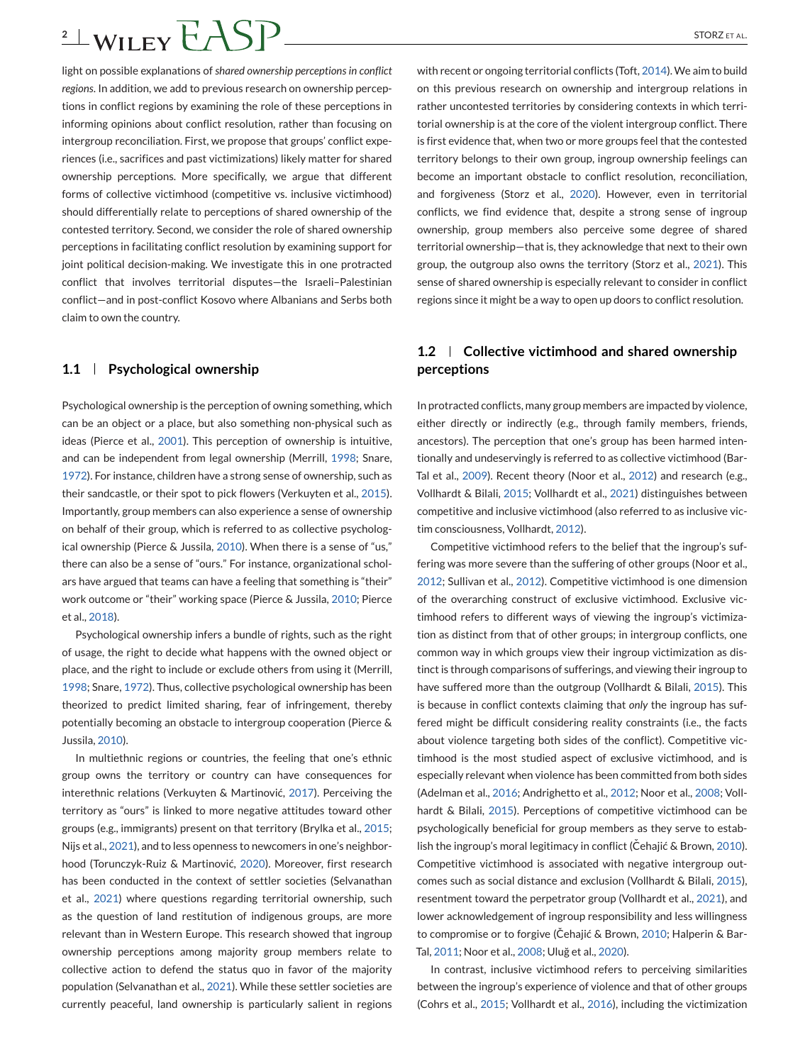light on possible explanations of *shared ownership perceptions in conflict regions*. In addition, we add to previous research on ownership perceptions in conflict regions by examining the role of these perceptions in informing opinions about conflict resolution, rather than focusing on intergroup reconciliation. First, we propose that groups' conflict experiences (i.e., sacrifices and past victimizations) likely matter for shared ownership perceptions. More specifically, we argue that different forms of collective victimhood (competitive vs. inclusive victimhood) should differentially relate to perceptions of shared ownership of the contested territory. Second, we consider the role of shared ownership perceptions in facilitating conflict resolution by examining support for joint political decision-making. We investigate this in one protracted conflict that involves territorial disputes—the Israeli–Palestinian conflict—and in post-conflict Kosovo where Albanians and Serbs both claim to own the country.

## 1.1 | Psychological ownership

Psychological ownership is the perception of owning something, which can be an object or a place, but also something non-physical such as ideas (Pierce et al., 2001). This perception of ownership is intuitive, and can be independent from legal ownership (Merrill, 1998; Snare, 1972). For instance, children have a strong sense of ownership, such as their sandcastle, or their spot to pick flowers (Verkuyten et al., 2015). Importantly, group members can also experience a sense of ownership on behalf of their group, which is referred to as collective psychological ownership (Pierce & Jussila, 2010). When there is a sense of "us," there can also be a sense of "ours." For instance, organizational scholars have argued that teams can have a feeling that something is "their" work outcome or "their" working space (Pierce & Jussila, 2010; Pierce et al., 2018).

Psychological ownership infers a bundle of rights, such as the right of usage, the right to decide what happens with the owned object or place, and the right to include or exclude others from using it (Merrill, 1998; Snare, 1972). Thus, collective psychological ownership has been theorized to predict limited sharing, fear of infringement, thereby potentially becoming an obstacle to intergroup cooperation (Pierce & Jussila, 2010).

In multiethnic regions or countries, the feeling that one's ethnic group owns the territory or country can have consequences for interethnic relations (Verkuyten & Martinović, 2017). Perceiving the territory as "ours" is linked to more negative attitudes toward other groups (e.g., immigrants) present on that territory (Brylka et al., 2015; Nijs et al., 2021), and to less openness to newcomers in one's neighborhood (Torunczyk-Ruiz & Martinović, 2020). Moreover, first research has been conducted in the context of settler societies (Selvanathan et al., 2021) where questions regarding territorial ownership, such as the question of land restitution of indigenous groups, are more relevant than in Western Europe. This research showed that ingroup ownership perceptions among majority group members relate to collective action to defend the status quo in favor of the majority population (Selvanathan et al., 2021). While these settler societies are currently peaceful, land ownership is particularly salient in regions with recent or ongoing territorial conflicts (Toft, 2014). We aim to build on this previous research on ownership and intergroup relations in rather uncontested territories by considering contexts in which territorial ownership is at the core of the violent intergroup conflict. There is first evidence that, when two or more groups feel that the contested territory belongs to their own group, ingroup ownership feelings can become an important obstacle to conflict resolution, reconciliation, and forgiveness (Storz et al., 2020). However, even in territorial conflicts, we find evidence that, despite a strong sense of ingroup ownership, group members also perceive some degree of shared territorial ownership—that is, they acknowledge that next to their own group, the outgroup also owns the territory (Storz et al., 2021). This sense of shared ownership is especially relevant to consider in conflict regions since it might be a way to open up doors to conflict resolution.

## 1.2 | Collective victimhood and shared ownership perceptions

In protracted conflicts, many group members are impacted by violence, either directly or indirectly (e.g., through family members, friends, ancestors). The perception that one's group has been harmed intentionally and undeservingly is referred to as collective victimhood (Bar-Tal et al., 2009). Recent theory (Noor et al., 2012) and research (e.g., Vollhardt & Bilali, 2015; Vollhardt et al., 2021) distinguishes between competitive and inclusive victimhood (also referred to as inclusive victim consciousness, Vollhardt, 2012).

Competitive victimhood refers to the belief that the ingroup's suffering was more severe than the suffering of other groups (Noor et al., 2012; Sullivan et al., 2012). Competitive victimhood is one dimension of the overarching construct of exclusive victimhood. Exclusive victimhood refers to different ways of viewing the ingroup's victimization as distinct from that of other groups; in intergroup conflicts, one common way in which groups view their ingroup victimization as distinct is through comparisons of sufferings, and viewing their ingroup to have suffered more than the outgroup (Vollhardt & Bilali, 2015). This is because in conflict contexts claiming that *only* the ingroup has suffered might be difficult considering reality constraints (i.e., the facts about violence targeting both sides of the conflict). Competitive victimhood is the most studied aspect of exclusive victimhood, and is especially relevant when violence has been committed from both sides (Adelman et al., 2016; Andrighetto et al., 2012; Noor et al., 2008; Vollhardt & Bilali, 2015). Perceptions of competitive victimhood can be psychologically beneficial for group members as they serve to establish the ingroup's moral legitimacy in conflict (Čehajić & Brown, 2010). Competitive victimhood is associated with negative intergroup outcomes such as social distance and exclusion (Vollhardt & Bilali, 2015), resentment toward the perpetrator group (Vollhardt et al., 2021), and lower acknowledgement of ingroup responsibility and less willingness to compromise or to forgive (Čehajić & Brown, 2010; Halperin & Bar-Tal, 2011; Noor et al., 2008; Uluğ et al., 2020).

In contrast, inclusive victimhood refers to perceiving similarities between the ingroup's experience of violence and that of other groups (Cohrs et al., 2015; Vollhardt et al., 2016), including the victimization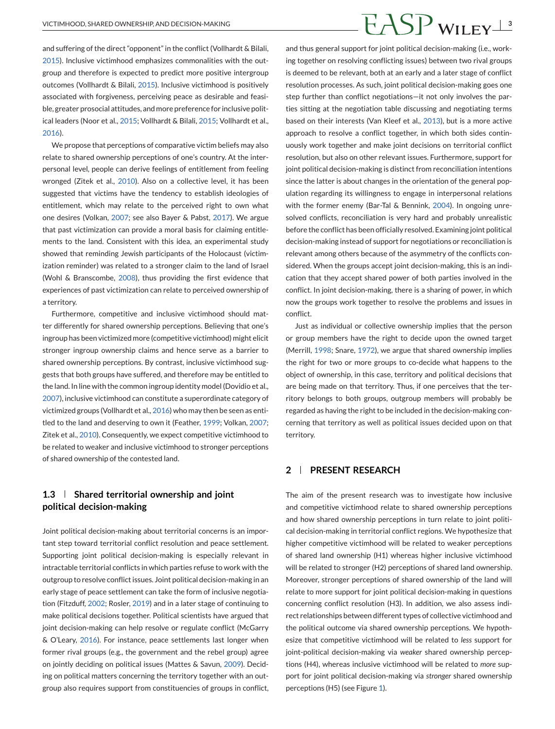and suffering of the direct "opponent" in the conflict (Vollhardt & Bilali, 2015). Inclusive victimhood emphasizes commonalities with the outgroup and therefore is expected to predict more positive intergroup outcomes (Vollhardt & Bilali, 2015). Inclusive victimhood is positively associated with forgiveness, perceiving peace as desirable and feasible, greater prosocial attitudes, and more preference for inclusive political leaders (Noor et al., 2015; Vollhardt & Bilali, 2015; Vollhardt et al., 2016).

We propose that perceptions of comparative victim beliefs may also relate to shared ownership perceptions of one's country. At the interpersonal level, people can derive feelings of entitlement from feeling wronged (Zitek et al., 2010). Also on a collective level, it has been suggested that victims have the tendency to establish ideologies of entitlement, which may relate to the perceived right to own what one desires (Volkan, 2007; see also Bayer & Pabst, 2017). We argue that past victimization can provide a moral basis for claiming entitlements to the land. Consistent with this idea, an experimental study showed that reminding Jewish participants of the Holocaust (victimization reminder) was related to a stronger claim to the land of Israel (Wohl & Branscombe, 2008), thus providing the first evidence that experiences of past victimization can relate to perceived ownership of a territory.

Furthermore, competitive and inclusive victimhood should matter differently for shared ownership perceptions. Believing that one's ingroup has been victimized more (competitive victimhood) might elicit stronger ingroup ownership claims and hence serve as a barrier to shared ownership perceptions. By contrast, inclusive victimhood suggests that both groups have suffered, and therefore may be entitled to the land. In line with the common ingroup identity model (Dovidio et al., 2007), inclusive victimhood can constitute a superordinate category of victimized groups (Vollhardt et al., 2016) who may then be seen as entitled to the land and deserving to own it (Feather, 1999; Volkan, 2007; Zitek et al., 2010). Consequently, we expect competitive victimhood to be related to weaker and inclusive victimhood to stronger perceptions of shared ownership of the contested land.

### 1.3 | Shared territorial ownership and joint political decision-making

Joint political decision-making about territorial concerns is an important step toward territorial conflict resolution and peace settlement. Supporting joint political decision-making is especially relevant in intractable territorial conflicts in which parties refuse to work with the outgroup to resolve conflict issues. Joint political decision-making in an early stage of peace settlement can take the form of inclusive negotiation (Fitzduff, 2002; Rosler, 2019) and in a later stage of continuing to make political decisions together. Political scientists have argued that joint decision-making can help resolve or regulate conflict (McGarry & O'Leary, 2016). For instance, peace settlements last longer when former rival groups (e.g., the government and the rebel group) agree on jointly deciding on political issues (Mattes & Savun, 2009). Deciding on political matters concerning the territory together with an outgroup also requires support from constituencies of groups in conflict, and thus general support for joint political decision-making (i.e., working together on resolving conflicting issues) between two rival groups is deemed to be relevant, both at an early and a later stage of conflict resolution processes. As such, joint political decision-making goes one step further than conflict negotiations—it not only involves the parties sitting at the negotiation table discussing and negotiating terms based on their interests (Van Kleef et al., 2013), but is a more active approach to resolve a conflict together, in which both sides continuously work together and make joint decisions on territorial conflict resolution, but also on other relevant issues. Furthermore, support for joint political decision-making is distinct from reconciliation intentions since the latter is about changes in the orientation of the general population regarding its willingness to engage in interpersonal relations with the former enemy (Bar-Tal & Bennink, 2004). In ongoing unresolved conflicts, reconciliation is very hard and probably unrealistic before the conflict has been officially resolved. Examining joint political decision-making instead of support for negotiations or reconciliation is relevant among others because of the asymmetry of the conflicts considered. When the groups accept joint decision-making, this is an indication that they accept shared power of both parties involved in the conflict. In joint decision-making, there is a sharing of power, in which now the groups work together to resolve the problems and issues in conflict.

Just as individual or collective ownership implies that the person or group members have the right to decide upon the owned target (Merrill, 1998; Snare, 1972), we argue that shared ownership implies the right for two or more groups to co-decide what happens to the object of ownership, in this case, territory and political decisions that are being made on that territory. Thus, if one perceives that the territory belongs to both groups, outgroup members will probably be regarded as having the right to be included in the decision-making concerning that territory as well as political issues decided upon on that territory.

## 2 | PRESENT RESEARCH

The aim of the present research was to investigate how inclusive and competitive victimhood relate to shared ownership perceptions and how shared ownership perceptions in turn relate to joint political decision-making in territorial conflict regions. We hypothesize that higher competitive victimhood will be related to weaker perceptions of shared land ownership (H1) whereas higher inclusive victimhood will be related to stronger (H2) perceptions of shared land ownership. Moreover, stronger perceptions of shared ownership of the land will relate to more support for joint political decision-making in questions concerning conflict resolution (H3). In addition, we also assess indirect relationships between different types of collective victimhood and the political outcome via shared ownership perceptions. We hypothesize that competitive victimhood will be related to *less* support for joint-political decision-making via *weaker* shared ownership perceptions (H4), whereas inclusive victimhood will be related to *more* support for joint political decision-making via *stronger* shared ownership perceptions (H5) (see Figure 1).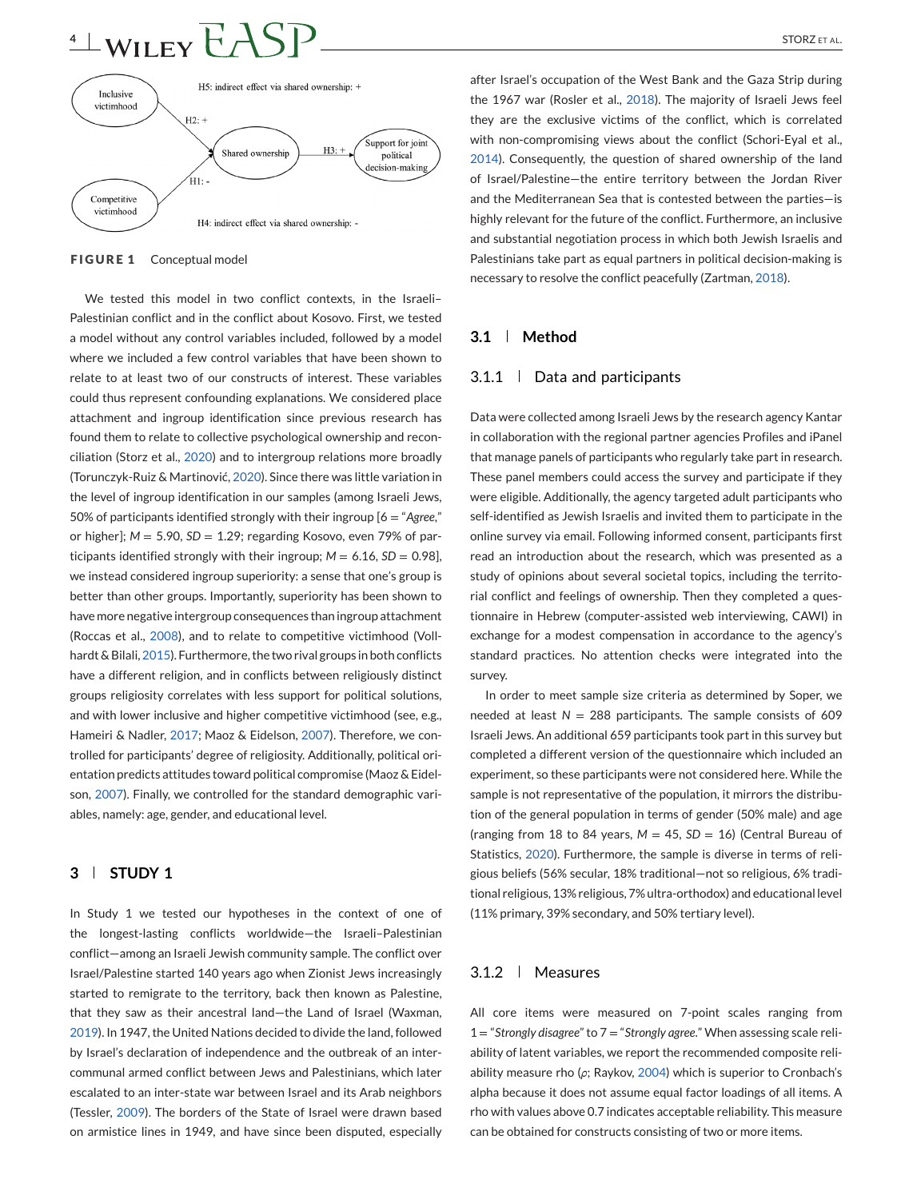FIGURE 1 Conceptual model

We tested this model in two conflict contexts, in the Israeli–Palestinian conflict and in the conflict about Kosovo. First, we tested a model without any control variables included, followed by a model where we included a few control variables that have been shown to relate to at least two of our constructs of interest. These variables could thus represent confounding explanations. We considered place attachment and ingroup identification since previous research has found them to relate to collective psychological ownership and reconciliation (Storz et al., 2020) and to intergroup relations more broadly (Torunczyk-Ruiz & Martinović, 2020). Since there was little variation in the level of ingroup identification in our samples (among Israeli Jews, 50% of participants identified strongly with their ingroup [6 = "*Agree,*" or higher]; $M = 5.90$, $SD = 1.29$; regarding Kosovo, even 79% of participants identified strongly with their ingroup; $M = 6.16$, $SD = 0.98$], we instead considered ingroup superiority: a sense that one's group is better than other groups. Importantly, superiority has been shown to have more negative intergroup consequences than ingroup attachment (Roccas et al., 2008), and to relate to competitive victimhood (Vollhardt & Bilali, 2015). Furthermore, the two rival groups in both conflicts have a different religion, and in conflicts between religiously distinct groups religiosity correlates with less support for political solutions, and with lower inclusive and higher competitive victimhood (see, e.g., Hameiri & Nadler, 2017; Maoz & Eidelson, 2007). Therefore, we controlled for participants' degree of religiosity. Additionally, political orientation predicts attitudes toward political compromise (Maoz & Eidelson, 2007). Finally, we controlled for the standard demographic variables, namely: age, gender, and educational level.

## 3 | STUDY 1

In Study 1 we tested our hypotheses in the context of one of the longest-lasting conflicts worldwide—the Israeli–Palestinian conflict—among an Israeli Jewish community sample. The conflict over Israel/Palestine started 140 years ago when Zionist Jews increasingly started to remigrate to the territory, back then known as Palestine, that they saw as their ancestral land—the Land of Israel (Waxman, 2019). In 1947, the United Nations decided to divide the land, followed by Israel's declaration of independence and the outbreak of an intercommunal armed conflict between Jews and Palestinians, which later escalated to an inter-state war between Israel and its Arab neighbors (Tessler, 2009). The borders of the State of Israel were drawn based on armistice lines in 1949, and have since been disputed, especially after Israel's occupation of the West Bank and the Gaza Strip during the 1967 war (Rosler et al., 2018). The majority of Israeli Jews feel they are the exclusive victims of the conflict, which is correlated with non-compromising views about the conflict (Schori-Eyal et al., 2014). Consequently, the question of shared ownership of the land of Israel/Palestine—the entire territory between the Jordan River and the Mediterranean Sea that is contested between the parties—is highly relevant for the future of the conflict. Furthermore, an inclusive and substantial negotiation process in which both Jewish Israelis and Palestinians take part as equal partners in political decision-making is necessary to resolve the conflict peacefully (Zartman, 2018).

### 3.1 | Method

#### 3.1.1 | Data and participants

Data were collected among Israeli Jews by the research agency Kantar in collaboration with the regional partner agencies Profiles and iPanel that manage panels of participants who regularly take part in research. These panel members could access the survey and participate if they were eligible. Additionally, the agency targeted adult participants who self-identified as Jewish Israelis and invited them to participate in the online survey via email. Following informed consent, participants first read an introduction about the research, which was presented as a study of opinions about several societal topics, including the territorial conflict and feelings of ownership. Then they completed a questionnaire in Hebrew (computer-assisted web interviewing, CAWI) in exchange for a modest compensation in accordance to the agency's standard practices. No attention checks were integrated into the survey.

In order to meet sample size criteria as determined by Soper, we needed at least $N = 288$ participants. The sample consists of 609 Israeli Jews. An additional 659 participants took part in this survey but completed a different version of the questionnaire which included an experiment, so these participants were not considered here. While the sample is not representative of the population, it mirrors the distribution of the general population in terms of gender (50% male) and age (ranging from 18 to 84 years, $M = 45$, $SD = 16$) (Central Bureau of Statistics, 2020). Furthermore, the sample is diverse in terms of religious beliefs (56% secular, 18% traditional—not so religious, 6% traditional religious, 13% religious, 7% ultra-orthodox) and educational level (11% primary, 39% secondary, and 50% tertiary level).

#### 3.1.2 | Measures

All core items were measured on 7-point scales ranging from 1 = "*Strongly disagree*" to 7 = "*Strongly agree.*" When assessing scale reliability of latent variables, we report the recommended composite reliability measure rho ($\rho$; Raykov, 2004) which is superior to Cronbach's alpha because it does not assume equal factor loadings of all items. A rho with values above 0.7 indicates acceptable reliability. This measure can be obtained for constructs consisting of two or more items.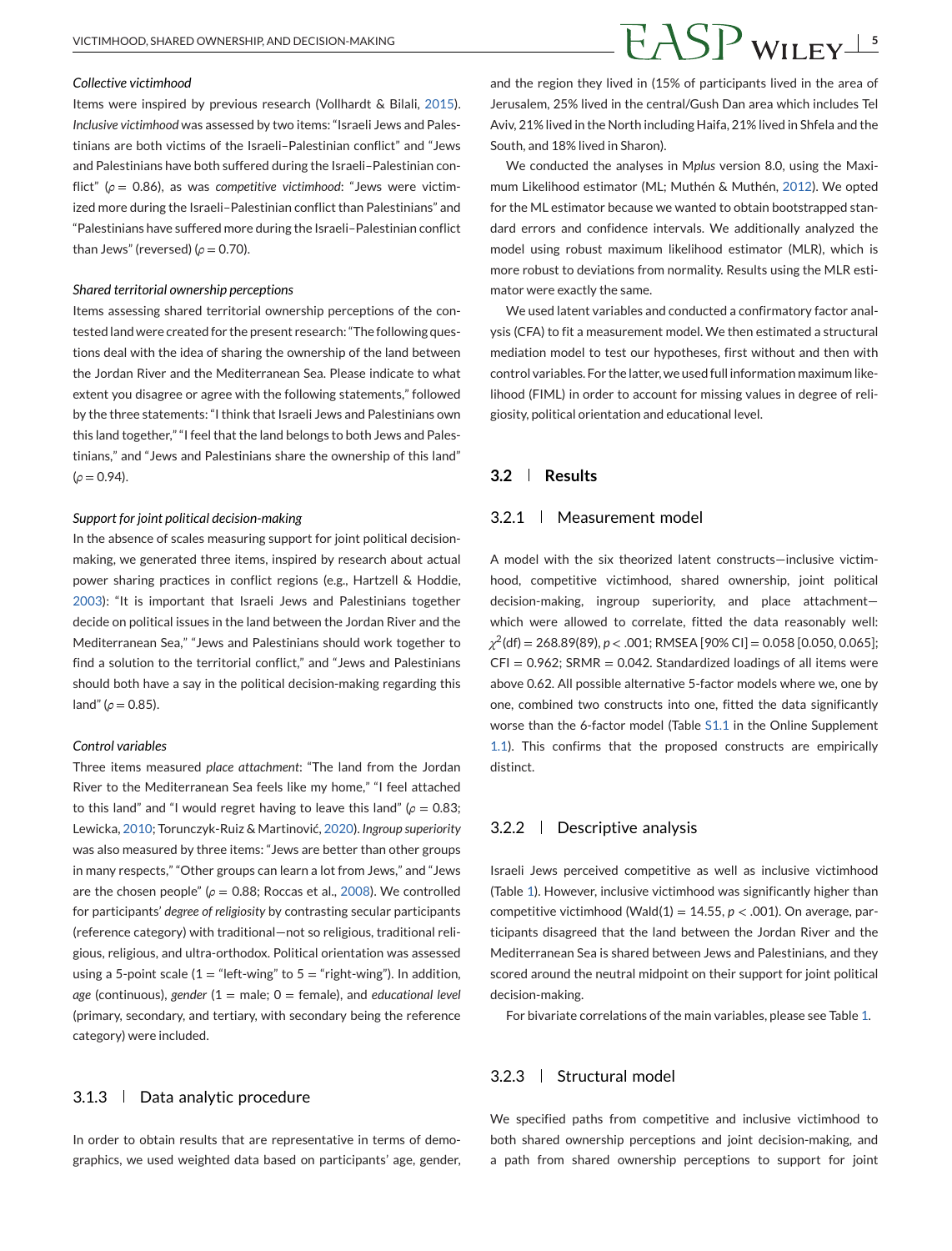#### *Collective victimhood*

Items were inspired by previous research (Vollhardt & Bilali, 2015). *Inclusive victimhood* was assessed by two items: "Israeli Jews and Palestinians are both victims of the Israeli–Palestinian conflict" and "Jews and Palestinians have both suffered during the Israeli–Palestinian conflict" ($\rho = 0.86$), as was *competitive victimhood*: "Jews were victimized more during the Israeli–Palestinian conflict than Palestinians" and "Palestinians have suffered more during the Israeli–Palestinian conflict than Jews" (reversed) ($\rho = 0.70$).

#### *Shared territorial ownership perceptions*

Items assessing shared territorial ownership perceptions of the contested land were created for the present research: "The following questions deal with the idea of sharing the ownership of the land between the Jordan River and the Mediterranean Sea. Please indicate to what extent you disagree or agree with the following statements," followed by the three statements: "I think that Israeli Jews and Palestinians own this land together," "I feel that the land belongs to both Jews and Palestinians," and "Jews and Palestinians share the ownership of this land" ($\rho = 0.94$).

#### *Support for joint political decision-making*

In the absence of scales measuring support for joint political decision-making, we generated three items, inspired by research about actual power sharing practices in conflict regions (e.g., Hartzell & Hoddie, 2003): "It is important that Israeli Jews and Palestinians together decide on political issues in the land between the Jordan River and the Mediterranean Sea," "Jews and Palestinians should work together to find a solution to the territorial conflict," and "Jews and Palestinians should both have a say in the political decision-making regarding this land" ($\rho = 0.85$).

#### *Control variables*

Three items measured *place attachment*: "The land from the Jordan River to the Mediterranean Sea feels like my home," "I feel attached to this land" and "I would regret having to leave this land" ($\rho = 0.83$; Lewicka, 2010; Torunczyk-Ruiz & Martinović, 2020). *Ingroup superiority* was also measured by three items: "Jews are better than other groups in many respects," "Other groups can learn a lot from Jews," and "Jews are the chosen people" ($\rho = 0.88$; Roccas et al., 2008). We controlled for participants' *degree of religiosity* by contrasting secular participants (reference category) with traditional—not so religious, traditional religious, religious, and ultra-orthodox. Political orientation was assessed using a 5-point scale (1 = "left-wing" to 5 = "right-wing"). In addition, *age* (continuous), *gender* (1 = male; 0 = female), and *educational level* (primary, secondary, and tertiary, with secondary being the reference category) were included.

### 3.1.3 | Data analytic procedure

In order to obtain results that are representative in terms of demographics, we used weighted data based on participants' age, gender, and the region they lived in (15% of participants lived in the area of Jerusalem, 25% lived in the central/Gush Dan area which includes Tel Aviv, 21% lived in the North including Haifa, 21% lived in Shfela and the South, and 18% lived in Sharon).

We conducted the analyses in M*plus* version 8.0, using the Maximum Likelihood estimator (ML; Muthén & Muthén, 2012). We opted for the ML estimator because we wanted to obtain bootstrapped standard errors and confidence intervals. We additionally analyzed the model using robust maximum likelihood estimator (MLR), which is more robust to deviations from normality. Results using the MLR estimator were exactly the same.

We used latent variables and conducted a confirmatory factor analysis (CFA) to fit a measurement model. We then estimated a structural mediation model to test our hypotheses, first without and then with control variables. For the latter, we used full information maximum likelihood (FIML) in order to account for missing values in degree of religiosity, political orientation and educational level.

## 3.2 | Results

### 3.2.1 | Measurement model

A model with the six theorized latent constructs—inclusive victimhood, competitive victimhood, shared ownership, joint political decision-making, ingroup superiority, and place attachment—which were allowed to correlate, fitted the data reasonably well: $\chi^2$(df) = 268.89(89), $p < .001$; RMSEA [90% CI] = 0.058 [0.050, 0.065]; CFI = 0.962; SRMR = 0.042. Standardized loadings of all items were above 0.62. All possible alternative 5-factor models where we, one by one, combined two constructs into one, fitted the data significantly worse than the 6-factor model (Table S1.1 in the Online Supplement 1.1). This confirms that the proposed constructs are empirically distinct.

### 3.2.2 | Descriptive analysis

Israeli Jews perceived competitive as well as inclusive victimhood (Table 1). However, inclusive victimhood was significantly higher than competitive victimhood (Wald(1) = 14.55, $p < .001$). On average, participants disagreed that the land between the Jordan River and the Mediterranean Sea is shared between Jews and Palestinians, and they scored around the neutral midpoint on their support for joint political decision-making.

For bivariate correlations of the main variables, please see Table 1.

### 3.2.3 | Structural model

We specified paths from competitive and inclusive victimhood to both shared ownership perceptions and joint decision-making, and a path from shared ownership perceptions to support for joint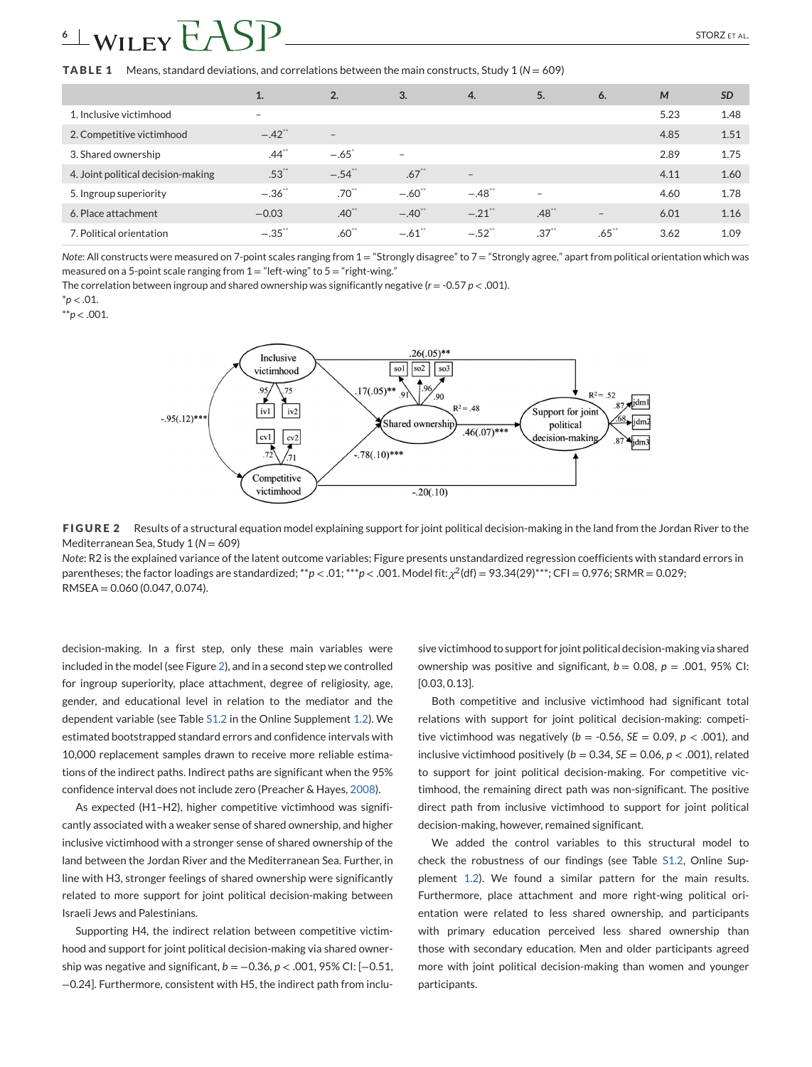**TABLE 1** Means, standard deviations, and correlations between the main constructs, Study 1 ($N = 609$)

| | 1. | 2. | 3. | 4. | 5. | 6. | *M* | *SD* |
|---|---|---|---|---|---|---|---|---|
| 1. Inclusive victimhood | – | | | | | | 5.23 | 1.48 |
| 2. Competitive victimhood | −.42** | – | | | | | 4.85 | 1.51 |
| 3. Shared ownership | .44** | −.65* | – | | | | 2.89 | 1.75 |
| 4. Joint political decision-making | .53** | −.54** | .67** | – | | | 4.11 | 1.60 |
| 5. Ingroup superiority | −.36** | .70** | −.60** | −.48** | – | | 4.60 | 1.78 |
| 6. Place attachment | −0.03 | .40** | −.40** | −.21** | .48** | – | 6.01 | 1.16 |
| 7. Political orientation | −.35** | .60** | −.61** | −.52** | .37** | .65** | 3.62 | 1.09 |

*Note*: All constructs were measured on 7-point scales ranging from 1 = "Strongly disagree" to 7 = "Strongly agree," apart from political orientation which was measured on a 5-point scale ranging from 1 = "left-wing" to 5 = "right-wing."
The correlation between ingroup and shared ownership was significantly negative ($r$ = -0.57 $p < .001$).
*$p < .01$.
**$p < .001$.

**FIGURE 2** Results of a structural equation model explaining support for joint political decision-making in the land from the Jordan River to the Mediterranean Sea, Study 1 ($N = 609$)
*Note*: R2 is the explained variance of the latent outcome variables; Figure presents unstandardized regression coefficients with standard errors in parentheses; the factor loadings are standardized; **$p < .01$; ***$p < .001$. Model fit: $\chi^2$(df) = 93.34(29)***; CFI = 0.976; SRMR = 0.029; RMSEA = 0.060 (0.047, 0.074).

decision-making. In a first step, only these main variables were included in the model (see Figure 2), and in a second step we controlled for ingroup superiority, place attachment, degree of religiosity, age, gender, and educational level in relation to the mediator and the dependent variable (see Table S1.2 in the Online Supplement 1.2). We estimated bootstrapped standard errors and confidence intervals with 10,000 replacement samples drawn to receive more reliable estimations of the indirect paths. Indirect paths are significant when the 95% confidence interval does not include zero (Preacher & Hayes, 2008).

As expected (H1–H2), higher competitive victimhood was significantly associated with a weaker sense of shared ownership, and higher inclusive victimhood with a stronger sense of shared ownership of the land between the Jordan River and the Mediterranean Sea. Further, in line with H3, stronger feelings of shared ownership were significantly related to more support for joint political decision-making between Israeli Jews and Palestinians.

Supporting H4, the indirect relation between competitive victimhood and support for joint political decision-making via shared ownership was negative and significant, $b = −0.36$, $p < .001$, 95% CI: [−0.51, −0.24]. Furthermore, consistent with H5, the indirect path from inclusive victimhood to support for joint political decision-making via shared ownership was positive and significant, $b = 0.08$, $p = .001$, 95% CI: [0.03, 0.13].

Both competitive and inclusive victimhood had significant total relations with support for joint political decision-making: competitive victimhood was negatively ($b$ = -0.56, $SE$ = 0.09, $p < .001$), and inclusive victimhood positively ($b$ = 0.34, $SE$ = 0.06, $p < .001$), related to support for joint political decision-making. For competitive victimhood, the remaining direct path was non-significant. The positive direct path from inclusive victimhood to support for joint political decision-making, however, remained significant.

We added the control variables to this structural model to check the robustness of our findings (see Table S1.2, Online Supplement 1.2). We found a similar pattern for the main results. Furthermore, place attachment and more right-wing political orientation were related to less shared ownership, and participants with primary education perceived less shared ownership than those with secondary education. Men and older participants agreed more with joint political decision-making than women and younger participants.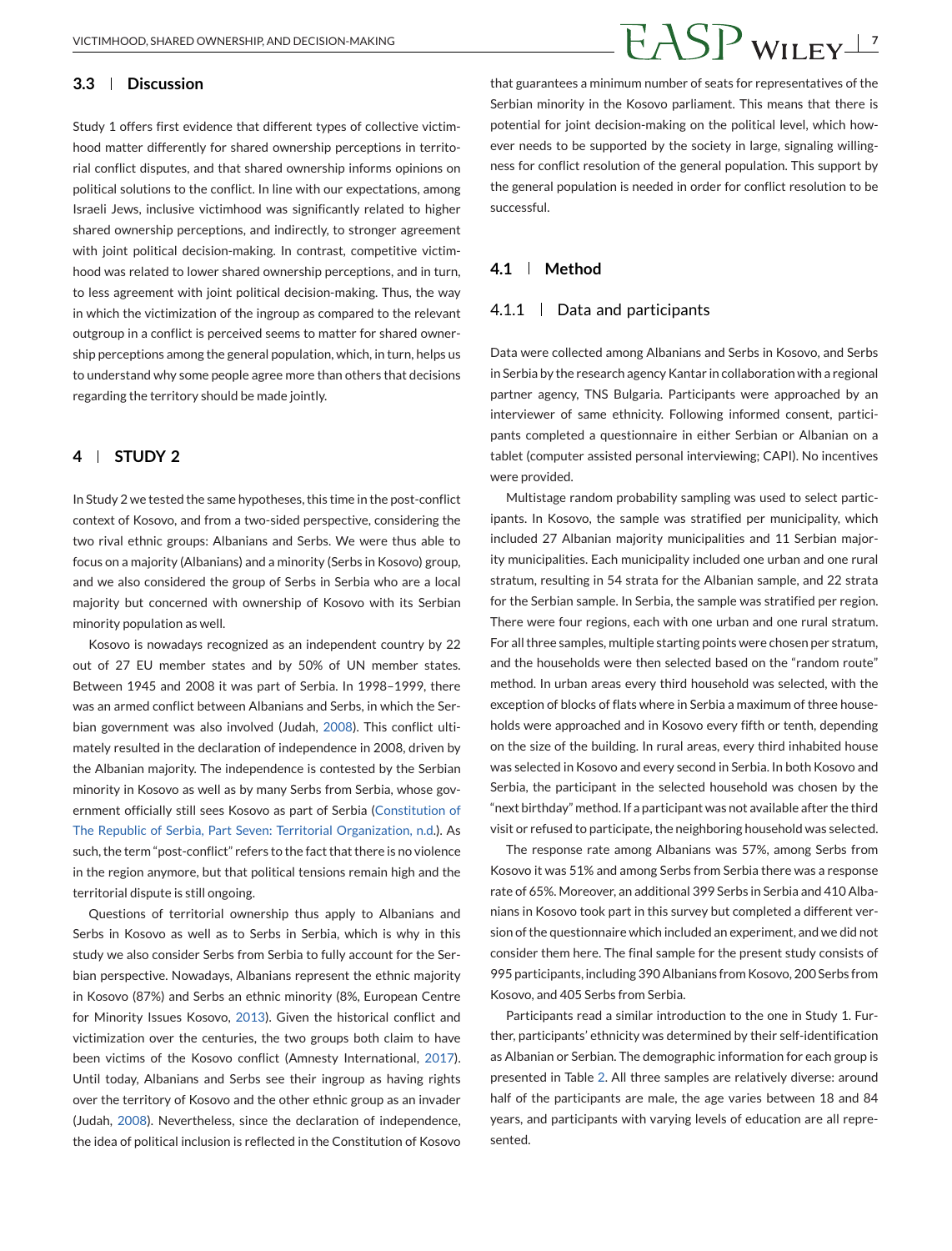### 3.3 | Discussion

Study 1 offers first evidence that different types of collective victimhood matter differently for shared ownership perceptions in territorial conflict disputes, and that shared ownership informs opinions on political solutions to the conflict. In line with our expectations, among Israeli Jews, inclusive victimhood was significantly related to higher shared ownership perceptions, and indirectly, to stronger agreement with joint political decision-making. In contrast, competitive victimhood was related to lower shared ownership perceptions, and in turn, to less agreement with joint political decision-making. Thus, the way in which the victimization of the ingroup as compared to the relevant outgroup in a conflict is perceived seems to matter for shared ownership perceptions among the general population, which, in turn, helps us to understand why some people agree more than others that decisions regarding the territory should be made jointly.

## 4 | STUDY 2

In Study 2 we tested the same hypotheses, this time in the post-conflict context of Kosovo, and from a two-sided perspective, considering the two rival ethnic groups: Albanians and Serbs. We were thus able to focus on a majority (Albanians) and a minority (Serbs in Kosovo) group, and we also considered the group of Serbs in Serbia who are a local majority but concerned with ownership of Kosovo with its Serbian minority population as well.

Kosovo is nowadays recognized as an independent country by 22 out of 27 EU member states and by 50% of UN member states. Between 1945 and 2008 it was part of Serbia. In 1998–1999, there was an armed conflict between Albanians and Serbs, in which the Serbian government was also involved (Judah, 2008). This conflict ultimately resulted in the declaration of independence in 2008, driven by the Albanian majority. The independence is contested by the Serbian minority in Kosovo as well as by many Serbs from Serbia, whose government officially still sees Kosovo as part of Serbia (Constitution of The Republic of Serbia, Part Seven: Territorial Organization, n.d.). As such, the term "post-conflict" refers to the fact that there is no violence in the region anymore, but that political tensions remain high and the territorial dispute is still ongoing.

Questions of territorial ownership thus apply to Albanians and Serbs in Kosovo as well as to Serbs in Serbia, which is why in this study we also consider Serbs from Serbia to fully account for the Serbian perspective. Nowadays, Albanians represent the ethnic majority in Kosovo (87%) and Serbs an ethnic minority (8%, European Centre for Minority Issues Kosovo, 2013). Given the historical conflict and victimization over the centuries, the two groups both claim to have been victims of the Kosovo conflict (Amnesty International, 2017). Until today, Albanians and Serbs see their ingroup as having rights over the territory of Kosovo and the other ethnic group as an invader (Judah, 2008). Nevertheless, since the declaration of independence, the idea of political inclusion is reflected in the Constitution of Kosovo that guarantees a minimum number of seats for representatives of the Serbian minority in the Kosovo parliament. This means that there is potential for joint decision-making on the political level, which however needs to be supported by the society in large, signaling willingness for conflict resolution of the general population. This support by the general population is needed in order for conflict resolution to be successful.

### 4.1 | Method

#### 4.1.1 | Data and participants

Data were collected among Albanians and Serbs in Kosovo, and Serbs in Serbia by the research agency Kantar in collaboration with a regional partner agency, TNS Bulgaria. Participants were approached by an interviewer of same ethnicity. Following informed consent, participants completed a questionnaire in either Serbian or Albanian on a tablet (computer assisted personal interviewing; CAPI). No incentives were provided.

Multistage random probability sampling was used to select participants. In Kosovo, the sample was stratified per municipality, which included 27 Albanian majority municipalities and 11 Serbian majority municipalities. Each municipality included one urban and one rural stratum, resulting in 54 strata for the Albanian sample, and 22 strata for the Serbian sample. In Serbia, the sample was stratified per region. There were four regions, each with one urban and one rural stratum. For all three samples, multiple starting points were chosen per stratum, and the households were then selected based on the "random route" method. In urban areas every third household was selected, with the exception of blocks of flats where in Serbia a maximum of three households were approached and in Kosovo every fifth or tenth, depending on the size of the building. In rural areas, every third inhabited house was selected in Kosovo and every second in Serbia. In both Kosovo and Serbia, the participant in the selected household was chosen by the "next birthday" method. If a participant was not available after the third visit or refused to participate, the neighboring household was selected.

The response rate among Albanians was 57%, among Serbs from Kosovo it was 51% and among Serbs from Serbia there was a response rate of 65%. Moreover, an additional 399 Serbs in Serbia and 410 Albanians in Kosovo took part in this survey but completed a different version of the questionnaire which included an experiment, and we did not consider them here. The final sample for the present study consists of 995 participants, including 390 Albanians from Kosovo, 200 Serbs from Kosovo, and 405 Serbs from Serbia.

Participants read a similar introduction to the one in Study 1. Further, participants' ethnicity was determined by their self-identification as Albanian or Serbian. The demographic information for each group is presented in Table 2. All three samples are relatively diverse: around half of the participants are male, the age varies between 18 and 84 years, and participants with varying levels of education are all represented.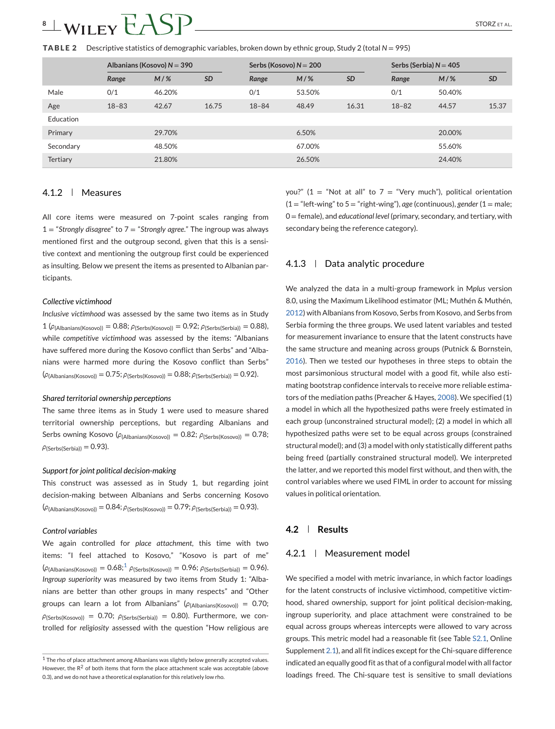**TABLE 2** Descriptive statistics of demographic variables, broken down by ethnic group, Study 2 (total $N = 995$)

| | Albanians (Kosovo) $N = 390$ | | | Serbs (Kosovo) $N = 200$ | | | Serbs (Serbia) $N = 405$ | | |
|---|---|---|---|---|---|---|---|---|---|
| | *Range* | *M / %* | *SD* | *Range* | *M / %* | *SD* | *Range* | *M / %* | *SD* |
| Male | 0/1 | 46.20% | | 0/1 | 53.50% | | 0/1 | 50.40% | |
| Age | 18–83 | 42.67 | 16.75 | 18–84 | 48.49 | 16.31 | 18–82 | 44.57 | 15.37 |
| Education | | | | | | | | | |
| Primary | | 29.70% | | | 6.50% | | | 20.00% | |
| Secondary | | 48.50% | | | 67.00% | | | 55.60% | |
| Tertiary | | 21.80% | | | 26.50% | | | 24.40% | |

### 4.1.2 | Measures

All core items were measured on 7-point scales ranging from 1 = "*Strongly disagree*" to 7 = "*Strongly agree*." The ingroup was always mentioned first and the outgroup second, given that this is a sensitive context and mentioning the outgroup first could be experienced as insulting. Below we present the items as presented to Albanian participants.

*Collective victimhood*

*Inclusive victimhood* was assessed by the same two items as in Study 1 ($\rho_{(\text{Albanians(Kosovo)})} = 0.88$; $\rho_{(\text{Serbs(Kosovo)})} = 0.92$; $\rho_{(\text{Serbs(Serbia)})} = 0.88$), while *competitive victimhood* was assessed by the items: "Albanians have suffered more during the Kosovo conflict than Serbs" and "Albanians were harmed more during the Kosovo conflict than Serbs" ($\rho_{(\text{Albanians(Kosovo)})} = 0.75$; $\rho_{(\text{Serbs(Kosovo)})} = 0.88$; $\rho_{(\text{Serbs(Serbia)})} = 0.92$).

*Shared territorial ownership perceptions*

The same three items as in Study 1 were used to measure shared territorial ownership perceptions, but regarding Albanians and Serbs owning Kosovo ($\rho_{(\text{Albanians(Kosovo)})} = 0.82$; $\rho_{(\text{Serbs(Kosovo)})} = 0.78$; $\rho_{(\text{Serbs(Serbia)})} = 0.93$).

*Support for joint political decision-making*

This construct was assessed as in Study 1, but regarding joint decision-making between Albanians and Serbs concerning Kosovo ($\rho_{(\text{Albanians(Kosovo)})} = 0.84$; $\rho_{(\text{Serbs(Kosovo)})} = 0.79$; $\rho_{(\text{Serbs(Serbia)})} = 0.93$).

*Control variables*

We again controlled for *place attachment*, this time with two items: "I feel attached to Kosovo," "Kosovo is part of me" ($\rho_{(\text{Albanians(Kosovo)})} = 0.68$;[1] $\rho_{(\text{Serbs(Kosovo)})} = 0.96$; $\rho_{(\text{Serbs(Serbia)})} = 0.96$). *Ingroup superiority* was measured by two items from Study 1: "Albanians are better than other groups in many respects" and "Other groups can learn a lot from Albanians" ($\rho_{(\text{Albanians(Kosovo)})} = 0.70$; $\rho_{(\text{Serbs(Kosovo)})} = 0.70$; $\rho_{(\text{Serbs(Serbia)})} = 0.80$). Furthermore, we controlled for *religiosity* assessed with the question "How religious are you?" (1 = "Not at all" to 7 = "Very much"), political orientation (1 = "left-wing" to 5 = "right-wing"), *age* (continuous), *gender* (1 = male; 0 = female), and *educational level* (primary, secondary, and tertiary, with secondary being the reference category).

### 4.1.3 | Data analytic procedure

We analyzed the data in a multi-group framework in M*plus* version 8.0, using the Maximum Likelihood estimator (ML; Muthén & Muthén, 2012) with Albanians from Kosovo, Serbs from Kosovo, and Serbs from Serbia forming the three groups. We used latent variables and tested for measurement invariance to ensure that the latent constructs have the same structure and meaning across groups (Putnick & Bornstein, 2016). Then we tested our hypotheses in three steps to obtain the most parsimonious structural model with a good fit, while also estimating bootstrap confidence intervals to receive more reliable estimators of the mediation paths (Preacher & Hayes, 2008). We specified (1) a model in which all the hypothesized paths were freely estimated in each group (unconstrained structural model); (2) a model in which all hypothesized paths were set to be equal across groups (constrained structural model); and (3) a model with only statistically different paths being freed (partially constrained structural model). We interpreted the latter, and we reported this model first without, and then with, the control variables where we used FIML in order to account for missing values in political orientation.

## 4.2 | Results

### 4.2.1 | Measurement model

We specified a model with metric invariance, in which factor loadings for the latent constructs of inclusive victimhood, competitive victimhood, shared ownership, support for joint political decision-making, ingroup superiority, and place attachment were constrained to be equal across groups whereas intercepts were allowed to vary across groups. This metric model had a reasonable fit (see Table S2.1, Online Supplement 2.1), and all fit indices except for the Chi-square difference indicated an equally good fit as that of a configural model with all factor loadings freed. The Chi-square test is sensitive to small deviations

[1] The rho of place attachment among Albanians was slightly below generally accepted values. However, the $R^2$ of both items that form the place attachment scale was acceptable (above 0.3), and we do not have a theoretical explanation for this relatively low rho.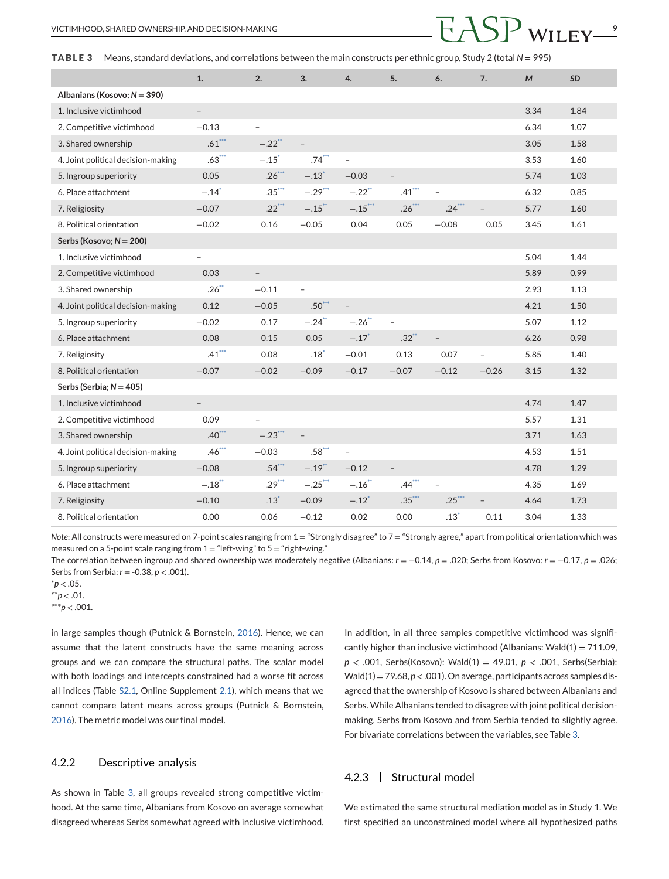**TABLE 3** Means, standard deviations, and correlations between the main constructs per ethnic group, Study 2 (total $N = 995$)

| | 1. | 2. | 3. | 4. | 5. | 6. | 7. | M | SD |
|---|---|---|---|---|---|---|---|---|---|
| **Albanians (Kosovo; N = 390)** | | | | | | | | | |
| 1. Inclusive victimhood | – | | | | | | | 3.34 | 1.84 |
| 2. Competitive victimhood | −0.13 | – | | | | | | 6.34 | 1.07 |
| 3. Shared ownership | .61*** | −.22** | – | | | | | 3.05 | 1.58 |
| 4. Joint political decision-making | .63*** | −.15* | .74*** | – | | | | 3.53 | 1.60 |
| 5. Ingroup superiority | 0.05 | .26*** | −.13* | −0.03 | – | | | 5.74 | 1.03 |
| 6. Place attachment | −.14* | .35*** | −.29*** | −.22** | .41*** | – | | 6.32 | 0.85 |
| 7. Religiosity | −0.07 | .22*** | −.15** | −.15*** | .26*** | .24*** | – | 5.77 | 1.60 |
| 8. Political orientation | −0.02 | 0.16 | −0.05 | 0.04 | 0.05 | −0.08 | 0.05 | 3.45 | 1.61 |
| **Serbs (Kosovo; N = 200)** | | | | | | | | | |
| 1. Inclusive victimhood | – | | | | | | | 5.04 | 1.44 |
| 2. Competitive victimhood | 0.03 | – | | | | | | 5.89 | 0.99 |
| 3. Shared ownership | .26** | −0.11 | – | | | | | 2.93 | 1.13 |
| 4. Joint political decision-making | 0.12 | −0.05 | .50*** | – | | | | 4.21 | 1.50 |
| 5. Ingroup superiority | −0.02 | 0.17 | −.24** | −.26** | – | | | 5.07 | 1.12 |
| 6. Place attachment | 0.08 | 0.15 | 0.05 | −.17* | .32** | – | | 6.26 | 0.98 |
| 7. Religiosity | .41*** | 0.08 | .18* | −0.01 | 0.13 | 0.07 | – | 5.85 | 1.40 |
| 8. Political orientation | −0.07 | −0.02 | −0.09 | −0.17 | −0.07 | −0.12 | −0.26 | 3.15 | 1.32 |
| **Serbs (Serbia; N = 405)** | | | | | | | | | |
| 1. Inclusive victimhood | – | | | | | | | 4.74 | 1.47 |
| 2. Competitive victimhood | 0.09 | – | | | | | | 5.57 | 1.31 |
| 3. Shared ownership | .40*** | −.23*** | – | | | | | 3.71 | 1.63 |
| 4. Joint political decision-making | .46*** | −0.03 | .58*** | – | | | | 4.53 | 1.51 |
| 5. Ingroup superiority | −0.08 | .54*** | −.19** | −0.12 | – | | | 4.78 | 1.29 |
| 6. Place attachment | −.18** | .29*** | −.25*** | −.16** | .44*** | – | | 4.35 | 1.69 |
| 7. Religiosity | −0.10 | .13* | −0.09 | −.12* | .35*** | .25*** | – | 4.64 | 1.73 |
| 8. Political orientation | 0.00 | 0.06 | −0.12 | 0.02 | 0.00 | .13* | 0.11 | 3.04 | 1.33 |

*Note*: All constructs were measured on 7-point scales ranging from 1 = "Strongly disagree" to 7 = "Strongly agree," apart from political orientation which was measured on a 5-point scale ranging from 1 = "left-wing" to 5 = "right-wing."

The correlation between ingroup and shared ownership was moderately negative (Albanians: $r = -0.14$, $p = .020$; Serbs from Kosovo: $r = -0.17$, $p = .026$; Serbs from Serbia: $r = -0.38$, $p < .001$).

*$p < .05$.
**$p < .01$.
***$p < .001$.

in large samples though (Putnick & Bornstein, 2016). Hence, we can assume that the latent constructs have the same meaning across groups and we can compare the structural paths. The scalar model with both loadings and intercepts constrained had a worse fit across all indices (Table S2.1, Online Supplement 2.1), which means that we cannot compare latent means across groups (Putnick & Bornstein, 2016). The metric model was our final model.

### 4.2.2 | Descriptive analysis

As shown in Table 3, all groups revealed strong competitive victimhood. At the same time, Albanians from Kosovo on average somewhat disagreed whereas Serbs somewhat agreed with inclusive victimhood. In addition, in all three samples competitive victimhood was significantly higher than inclusive victimhood (Albanians: Wald(1) = 711.09, $p < .001$, Serbs(Kosovo): Wald(1) = 49.01, $p < .001$, Serbs(Serbia): Wald(1) = 79.68, $p < .001$). On average, participants across samples disagreed that the ownership of Kosovo is shared between Albanians and Serbs. While Albanians tended to disagree with joint political decision-making, Serbs from Kosovo and from Serbia tended to slightly agree. For bivariate correlations between the variables, see Table 3.

### 4.2.3 | Structural model

We estimated the same structural mediation model as in Study 1. We first specified an unconstrained model where all hypothesized paths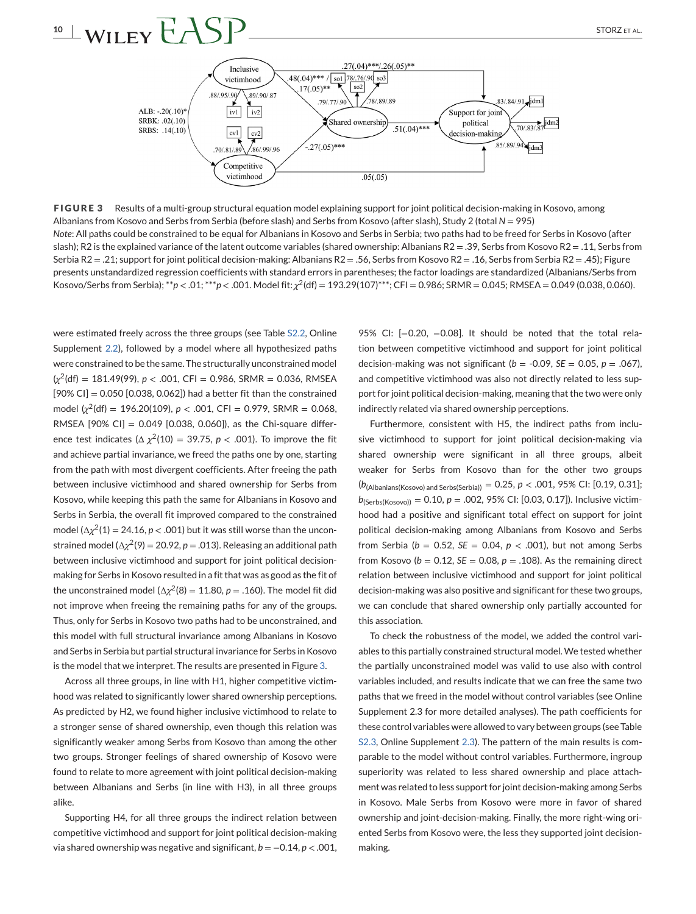**FIGURE 3** Results of a multi-group structural equation model explaining support for joint political decision-making in Kosovo, among Albanians from Kosovo and Serbs from Serbia (before slash) and Serbs from Kosovo (after slash), Study 2 (total $N = 995$)

*Note*: All paths could be constrained to be equal for Albanians in Kosovo and Serbs in Serbia; two paths had to be freed for Serbs in Kosovo (after slash); R2 is the explained variance of the latent outcome variables (shared ownership: Albanians R2 = .39, Serbs from Kosovo R2 = .11, Serbs from Serbia R2 = .21; support for joint political decision-making: Albanians R2 = .56, Serbs from Kosovo R2 = .16, Serbs from Serbia R2 = .45); Figure presents unstandardized regression coefficients with standard errors in parentheses; the factor loadings are standardized (Albanians/Serbs from Kosovo/Serbs from Serbia); $^{**}p < .01$; $^{***}p < .001$. Model fit: $\chi^2$(df) = 193.29(107)***; CFI = 0.986; SRMR = 0.045; RMSEA = 0.049 (0.038, 0.060).

were estimated freely across the three groups (see Table S2.2, Online Supplement 2.2), followed by a model where all hypothesized paths were constrained to be the same. The structurally unconstrained model ($\chi^2$(df) = 181.49(99), $p < .001$, CFI = 0.986, SRMR = 0.036, RMSEA [90% CI] = 0.050 [0.038, 0.062]) had a better fit than the constrained model ($\chi^2$(df) = 196.20(109), $p < .001$, CFI = 0.979, SRMR = 0.068, RMSEA [90% CI] = 0.049 [0.038, 0.060]), as the Chi-square difference test indicates ($\Delta\chi^2(10) = 39.75$, $p < .001$). To improve the fit and achieve partial invariance, we freed the paths one by one, starting from the path with most divergent coefficients. After freeing the path between inclusive victimhood and shared ownership for Serbs from Kosovo, while keeping this path the same for Albanians in Kosovo and Serbs in Serbia, the overall fit improved compared to the constrained model ($\Delta\chi^2(1) = 24.16$, $p < .001$) but it was still worse than the unconstrained model ($\Delta\chi^2(9) = 20.92$, $p = .013$). Releasing an additional path between inclusive victimhood and support for joint political decision-making for Serbs in Kosovo resulted in a fit that was as good as the fit of the unconstrained model ($\Delta\chi^2(8) = 11.80$, $p = .160$). The model fit did not improve when freeing the remaining paths for any of the groups. Thus, only for Serbs in Kosovo two paths had to be unconstrained, and this model with full structural invariance among Albanians in Kosovo and Serbs in Serbia but partial structural invariance for Serbs in Kosovo is the model that we interpret. The results are presented in Figure 3.

Across all three groups, in line with H1, higher competitive victimhood was related to significantly lower shared ownership perceptions. As predicted by H2, we found higher inclusive victimhood to relate to a stronger sense of shared ownership, even though this relation was significantly weaker among Serbs from Kosovo than among the other two groups. Stronger feelings of shared ownership of Kosovo were found to relate to more agreement with joint political decision-making between Albanians and Serbs (in line with H3), in all three groups alike.

Supporting H4, for all three groups the indirect relation between competitive victimhood and support for joint political decision-making via shared ownership was negative and significant, $b = -0.14$, $p < .001$, 95% CI: [−0.20, −0.08]. It should be noted that the total relation between competitive victimhood and support for joint political decision-making was not significant ($b = -0.09$, $SE = 0.05$, $p = .067$), and competitive victimhood was also not directly related to less support for joint political decision-making, meaning that the two were only indirectly related via shared ownership perceptions.

Furthermore, consistent with H5, the indirect paths from inclusive victimhood to support for joint political decision-making via shared ownership were significant in all three groups, albeit weaker for Serbs from Kosovo than for the other two groups ($b_{(\text{Albanians(Kosovo) and Serbs(Serbia)})} = 0.25$, $p < .001$, 95% CI: [0.19, 0.31]; $b_{(\text{Serbs(Kosovo)})} = 0.10$, $p = .002$, 95% CI: [0.03, 0.17]). Inclusive victimhood had a positive and significant total effect on support for joint political decision-making among Albanians from Kosovo and Serbs from Serbia ($b = 0.52$, $SE = 0.04$, $p < .001$), but not among Serbs from Kosovo ($b = 0.12$, $SE = 0.08$, $p = .108$). As the remaining direct relation between inclusive victimhood and support for joint political decision-making was also positive and significant for these two groups, we can conclude that shared ownership only partially accounted for this association.

To check the robustness of the model, we added the control variables to this partially constrained structural model. We tested whether the partially unconstrained model was valid to use also with control variables included, and results indicate that we can free the same two paths that we freed in the model without control variables (see Online Supplement 2.3 for more detailed analyses). The path coefficients for these control variables were allowed to vary between groups (see Table S2.3, Online Supplement 2.3). The pattern of the main results is comparable to the model without control variables. Furthermore, ingroup superiority was related to less shared ownership and place attachment was related to less support for joint decision-making among Serbs in Kosovo. Male Serbs from Kosovo were more in favor of shared ownership and joint-decision-making. Finally, the more right-wing oriented Serbs from Kosovo were, the less they supported joint decision-making.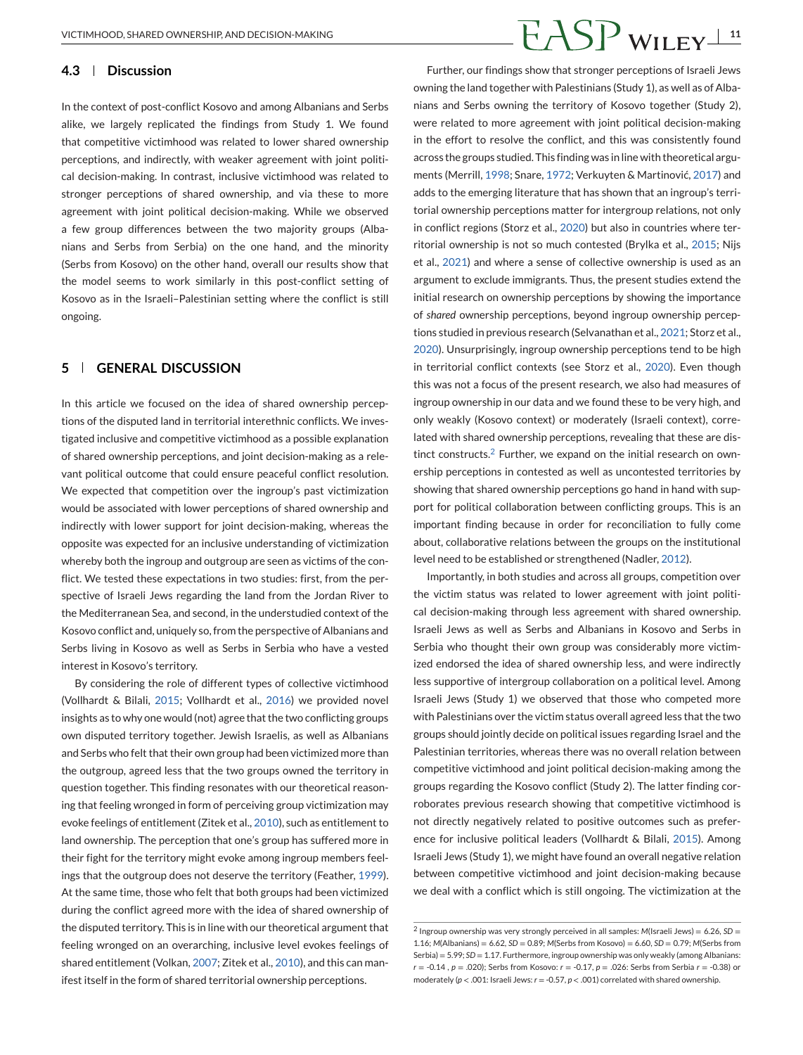### 4.3 | Discussion

In the context of post-conflict Kosovo and among Albanians and Serbs alike, we largely replicated the findings from Study 1. We found that competitive victimhood was related to lower shared ownership perceptions, and indirectly, with weaker agreement with joint political decision-making. In contrast, inclusive victimhood was related to stronger perceptions of shared ownership, and via these to more agreement with joint political decision-making. While we observed a few group differences between the two majority groups (Albanians and Serbs from Serbia) on the one hand, and the minority (Serbs from Kosovo) on the other hand, overall our results show that the model seems to work similarly in this post-conflict setting of Kosovo as in the Israeli–Palestinian setting where the conflict is still ongoing.

## 5 | GENERAL DISCUSSION

In this article we focused on the idea of shared ownership perceptions of the disputed land in territorial interethnic conflicts. We investigated inclusive and competitive victimhood as a possible explanation of shared ownership perceptions, and joint decision-making as a relevant political outcome that could ensure peaceful conflict resolution. We expected that competition over the ingroup's past victimization would be associated with lower perceptions of shared ownership and indirectly with lower support for joint decision-making, whereas the opposite was expected for an inclusive understanding of victimization whereby both the ingroup and outgroup are seen as victims of the conflict. We tested these expectations in two studies: first, from the perspective of Israeli Jews regarding the land from the Jordan River to the Mediterranean Sea, and second, in the understudied context of the Kosovo conflict and, uniquely so, from the perspective of Albanians and Serbs living in Kosovo as well as Serbs in Serbia who have a vested interest in Kosovo's territory.

By considering the role of different types of collective victimhood (Vollhardt & Bilali, 2015; Vollhardt et al., 2016) we provided novel insights as to why one would (not) agree that the two conflicting groups own disputed territory together. Jewish Israelis, as well as Albanians and Serbs who felt that their own group had been victimized more than the outgroup, agreed less that the two groups owned the territory in question together. This finding resonates with our theoretical reasoning that feeling wronged in form of perceiving group victimization may evoke feelings of entitlement (Zitek et al., 2010), such as entitlement to land ownership. The perception that one's group has suffered more in their fight for the territory might evoke among ingroup members feelings that the outgroup does not deserve the territory (Feather, 1999). At the same time, those who felt that both groups had been victimized during the conflict agreed more with the idea of shared ownership of the disputed territory. This is in line with our theoretical argument that feeling wronged on an overarching, inclusive level evokes feelings of shared entitlement (Volkan, 2007; Zitek et al., 2010), and this can manifest itself in the form of shared territorial ownership perceptions.

Further, our findings show that stronger perceptions of Israeli Jews owning the land together with Palestinians (Study 1), as well as of Albanians and Serbs owning the territory of Kosovo together (Study 2), were related to more agreement with joint political decision-making in the effort to resolve the conflict, and this was consistently found across the groups studied. This finding was in line with theoretical arguments (Merrill, 1998; Snare, 1972; Verkuyten & Martinović, 2017) and adds to the emerging literature that has shown that an ingroup's territorial ownership perceptions matter for intergroup relations, not only in conflict regions (Storz et al., 2020) but also in countries where territorial ownership is not so much contested (Brylka et al., 2015; Nijs et al., 2021) and where a sense of collective ownership is used as an argument to exclude immigrants. Thus, the present studies extend the initial research on ownership perceptions by showing the importance of *shared* ownership perceptions, beyond ingroup ownership perceptions studied in previous research (Selvanathan et al., 2021; Storz et al., 2020). Unsurprisingly, ingroup ownership perceptions tend to be high in territorial conflict contexts (see Storz et al., 2020). Even though this was not a focus of the present research, we also had measures of ingroup ownership in our data and we found these to be very high, and only weakly (Kosovo context) or moderately (Israeli context), correlated with shared ownership perceptions, revealing that these are distinct constructs.[2] Further, we expand on the initial research on ownership perceptions in contested as well as uncontested territories by showing that shared ownership perceptions go hand in hand with support for political collaboration between conflicting groups. This is an important finding because in order for reconciliation to fully come about, collaborative relations between the groups on the institutional level need to be established or strengthened (Nadler, 2012).

Importantly, in both studies and across all groups, competition over the victim status was related to lower agreement with joint political decision-making through less agreement with shared ownership. Israeli Jews as well as Serbs and Albanians in Kosovo and Serbs in Serbia who thought their own group was considerably more victimized endorsed the idea of shared ownership less, and were indirectly less supportive of intergroup collaboration on a political level. Among Israeli Jews (Study 1) we observed that those who competed more with Palestinians over the victim status overall agreed less that the two groups should jointly decide on political issues regarding Israel and the Palestinian territories, whereas there was no overall relation between competitive victimhood and joint political decision-making among the groups regarding the Kosovo conflict (Study 2). The latter finding corroborates previous research showing that competitive victimhood is not directly negatively related to positive outcomes such as preference for inclusive political leaders (Vollhardt & Bilali, 2015). Among Israeli Jews (Study 1), we might have found an overall negative relation between competitive victimhood and joint decision-making because we deal with a conflict which is still ongoing. The victimization at the

---

[2] Ingroup ownership was very strongly perceived in all samples: $M$(Israeli Jews) = 6.26, $SD$ = 1.16; $M$(Albanians) = 6.62, $SD$ = 0.89; $M$(Serbs from Kosovo) = 6.60, $SD$ = 0.79; $M$(Serbs from Serbia) = 5.99; $SD$ = 1.17. Furthermore, ingroup ownership was only weakly (among Albanians: $r$ = -0.14 , $p$ = .020); Serbs from Kosovo: $r$ = -0.17, $p$ = .026: Serbs from Serbia $r$ = -0.38) or moderately ($p < .001$: Israeli Jews: $r$ = -0.57, $p < .001$) correlated with shared ownership.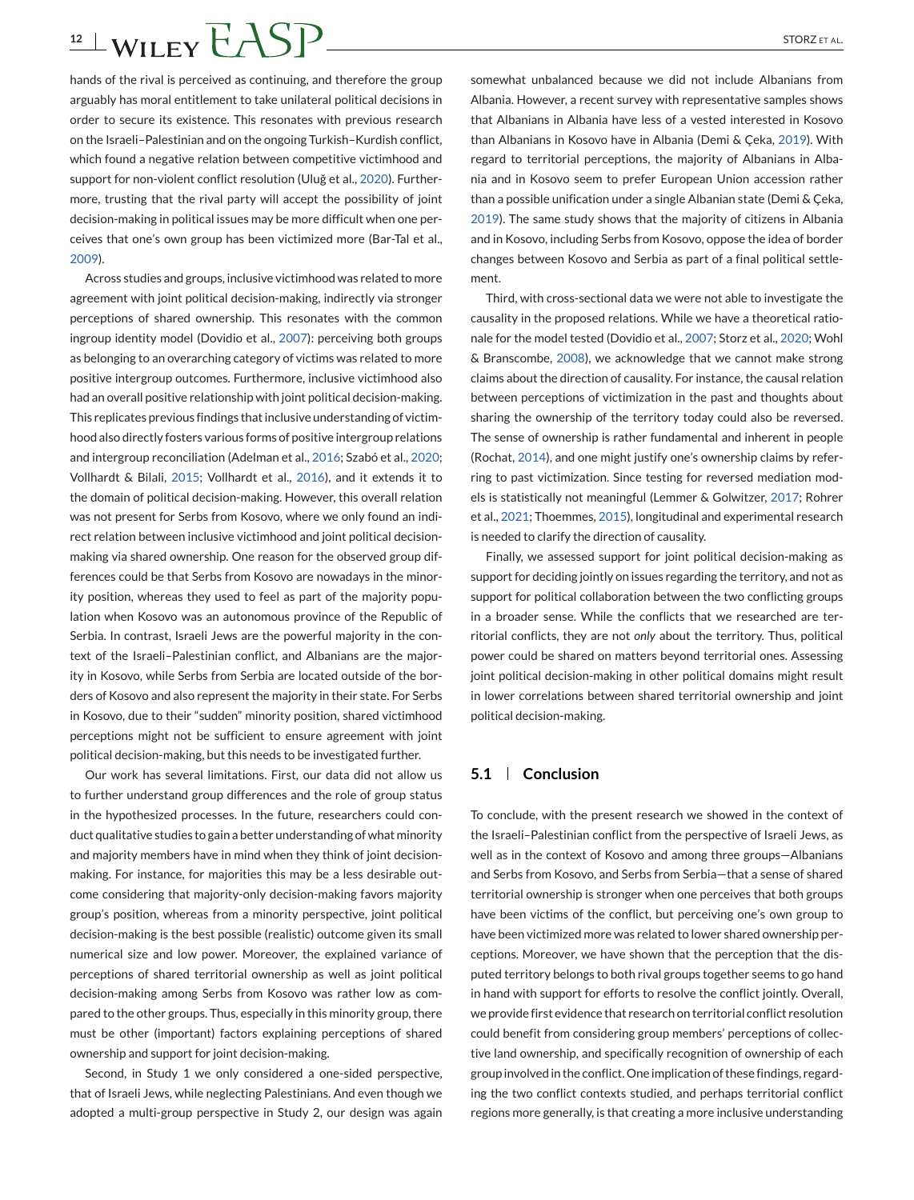hands of the rival is perceived as continuing, and therefore the group arguably has moral entitlement to take unilateral political decisions in order to secure its existence. This resonates with previous research on the Israeli–Palestinian and on the ongoing Turkish–Kurdish conflict, which found a negative relation between competitive victimhood and support for non-violent conflict resolution (Uluğ et al., 2020). Furthermore, trusting that the rival party will accept the possibility of joint decision-making in political issues may be more difficult when one perceives that one's own group has been victimized more (Bar-Tal et al., 2009).

Across studies and groups, inclusive victimhood was related to more agreement with joint political decision-making, indirectly via stronger perceptions of shared ownership. This resonates with the common ingroup identity model (Dovidio et al., 2007): perceiving both groups as belonging to an overarching category of victims was related to more positive intergroup outcomes. Furthermore, inclusive victimhood also had an overall positive relationship with joint political decision-making. This replicates previous findings that inclusive understanding of victimhood also directly fosters various forms of positive intergroup relations and intergroup reconciliation (Adelman et al., 2016; Szabó et al., 2020; Vollhardt & Bilali, 2015; Vollhardt et al., 2016), and it extends it to the domain of political decision-making. However, this overall relation was not present for Serbs from Kosovo, where we only found an indirect relation between inclusive victimhood and joint political decision-making via shared ownership. One reason for the observed group differences could be that Serbs from Kosovo are nowadays in the minority position, whereas they used to feel as part of the majority population when Kosovo was an autonomous province of the Republic of Serbia. In contrast, Israeli Jews are the powerful majority in the context of the Israeli–Palestinian conflict, and Albanians are the majority in Kosovo, while Serbs from Serbia are located outside of the borders of Kosovo and also represent the majority in their state. For Serbs in Kosovo, due to their "sudden" minority position, shared victimhood perceptions might not be sufficient to ensure agreement with joint political decision-making, but this needs to be investigated further.

Our work has several limitations. First, our data did not allow us to further understand group differences and the role of group status in the hypothesized processes. In the future, researchers could conduct qualitative studies to gain a better understanding of what minority and majority members have in mind when they think of joint decision-making. For instance, for majorities this may be a less desirable outcome considering that majority-only decision-making favors majority group's position, whereas from a minority perspective, joint political decision-making is the best possible (realistic) outcome given its small numerical size and low power. Moreover, the explained variance of perceptions of shared territorial ownership as well as joint political decision-making among Serbs from Kosovo was rather low as compared to the other groups. Thus, especially in this minority group, there must be other (important) factors explaining perceptions of shared ownership and support for joint decision-making.

Second, in Study 1 we only considered a one-sided perspective, that of Israeli Jews, while neglecting Palestinians. And even though we adopted a multi-group perspective in Study 2, our design was again somewhat unbalanced because we did not include Albanians from Albania. However, a recent survey with representative samples shows that Albanians in Albania have less of a vested interested in Kosovo than Albanians in Kosovo have in Albania (Demi & Çeka, 2019). With regard to territorial perceptions, the majority of Albanians in Albania and in Kosovo seem to prefer European Union accession rather than a possible unification under a single Albanian state (Demi & Çeka, 2019). The same study shows that the majority of citizens in Albania and in Kosovo, including Serbs from Kosovo, oppose the idea of border changes between Kosovo and Serbia as part of a final political settlement.

Third, with cross-sectional data we were not able to investigate the causality in the proposed relations. While we have a theoretical rationale for the model tested (Dovidio et al., 2007; Storz et al., 2020; Wohl & Branscombe, 2008), we acknowledge that we cannot make strong claims about the direction of causality. For instance, the causal relation between perceptions of victimization in the past and thoughts about sharing the ownership of the territory today could also be reversed. The sense of ownership is rather fundamental and inherent in people (Rochat, 2014), and one might justify one's ownership claims by referring to past victimization. Since testing for reversed mediation models is statistically not meaningful (Lemmer & Golwitzer, 2017; Rohrer et al., 2021; Thoemmes, 2015), longitudinal and experimental research is needed to clarify the direction of causality.

Finally, we assessed support for joint political decision-making as support for deciding jointly on issues regarding the territory, and not as support for political collaboration between the two conflicting groups in a broader sense. While the conflicts that we researched are territorial conflicts, they are not *only* about the territory. Thus, political power could be shared on matters beyond territorial ones. Assessing joint political decision-making in other political domains might result in lower correlations between shared territorial ownership and joint political decision-making.

## 5.1 | Conclusion

To conclude, with the present research we showed in the context of the Israeli–Palestinian conflict from the perspective of Israeli Jews, as well as in the context of Kosovo and among three groups—Albanians and Serbs from Kosovo, and Serbs from Serbia—that a sense of shared territorial ownership is stronger when one perceives that both groups have been victims of the conflict, but perceiving one's own group to have been victimized more was related to lower shared ownership perceptions. Moreover, we have shown that the perception that the disputed territory belongs to both rival groups together seems to go hand in hand with support for efforts to resolve the conflict jointly. Overall, we provide first evidence that research on territorial conflict resolution could benefit from considering group members' perceptions of collective land ownership, and specifically recognition of ownership of each group involved in the conflict. One implication of these findings, regarding the two conflict contexts studied, and perhaps territorial conflict regions more generally, is that creating a more inclusive understanding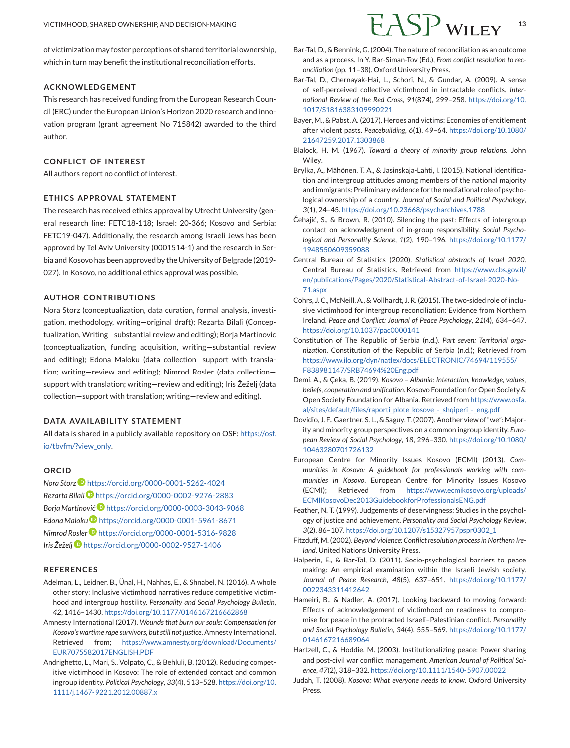of victimization may foster perceptions of shared territorial ownership, which in turn may benefit the institutional reconciliation efforts.

## ACKNOWLEDGEMENT

This research has received funding from the European Research Council (ERC) under the European Union's Horizon 2020 research and innovation program (grant agreement No 715842) awarded to the third author.

## CONFLICT OF INTEREST

All authors report no conflict of interest.

## ETHICS APPROVAL STATEMENT

The research has received ethics approval by Utrecht University (general research line: FETC18-118; Israel: 20-366; Kosovo and Serbia: FETC19-047). Additionally, the research among Israeli Jews has been approved by Tel Aviv University (0001514-1) and the research in Serbia and Kosovo has been approved by the University of Belgrade (2019-027). In Kosovo, no additional ethics approval was possible.

## AUTHOR CONTRIBUTIONS

Nora Storz (conceptualization, data curation, formal analysis, investigation, methodology, writing—original draft); Rezarta Bilali (Conceptualization, Writing—substantial review and editing); Borja Martinovic (conceptualization, funding acquisition, writing—substantial review and editing); Edona Maloku (data collection—support with translation; writing—review and editing); Nimrod Rosler (data collection—support with translation; writing—review and editing); Iris Žeželj (data collection—support with translation; writing—review and editing).

## DATA AVAILABILITY STATEMENT

All data is shared in a publicly available repository on OSF: https://osf.io/tbvfm/?view_only.

## ORCID

*Nora Storz* https://orcid.org/0000-0001-5262-4024
*Rezarta Bilali* https://orcid.org/0000-0002-9276-2883
*Borja Martinović* https://orcid.org/0000-0003-3043-9068
*Edona Maloku* https://orcid.org/0000-0001-5961-8671
*Nimrod Rosler* https://orcid.org/0000-0001-5316-9828
*Iris Žeželj* https://orcid.org/0000-0002-9527-1406

## REFERENCES

Adelman, L., Leidner, B., Ünal, H., Nahhas, E., & Shnabel, N. (2016). A whole other story: Inclusive victimhood narratives reduce competitive victimhood and intergroup hostility. *Personality and Social Psychology Bulletin*, *42*, 1416–1430. https://doi.org/10.1177/0146167216662868

Amnesty International (2017). *Wounds that burn our souls: Compensation for Kosovo's wartime rape survivors, but still not justice*. Amnesty International. Retrieved from; https://www.amnesty.org/download/Documents/EUR7075582017ENGLISH.PDF

Andrighetto, L., Mari, S., Volpato, C., & Behluli, B. (2012). Reducing competitive victimhood in Kosovo: The role of extended contact and common ingroup identity. *Political Psychology*, *33*(4), 513–528. https://doi.org/10.1111/j.1467-9221.2012.00887.x

Bar-Tal, D., & Bennink, G. (2004). The nature of reconciliation as an outcome and as a process. In Y. Bar-Siman-Tov (Ed.), *From conflict resolution to reconciliation* (pp. 11–38). Oxford University Press.

Bar-Tal, D., Chernayak-Hai, L., Schori, N., & Gundar, A. (2009). A sense of self-perceived collective victimhood in intractable conflicts. *International Review of the Red Cross*, *91*(874), 299–258. https://doi.org/10.1017/S1816383109990221

Bayer, M., & Pabst, A. (2017). Heroes and victims: Economies of entitlement after violent pasts. *Peacebuilding*, *6*(1), 49–64. https://doi.org/10.1080/21647259.2017.1303868

Blalock, H. M. (1967). *Toward a theory of minority group relations*. John Wiley.

Brylka, A., Mähönen, T. A., & Jasinskaja-Lahti, I. (2015). National identification and intergroup attitudes among members of the national majority and immigrants: Preliminary evidence for the mediational role of psychological ownership of a country. *Journal of Social and Political Psychology*, *3*(1), 24–45. https://doi.org/10.23668/psycharchives.1788

Čehajić, S., & Brown, R. (2010). Silencing the past: Effects of intergroup contact on acknowledgment of in-group responsibility. *Social Psychological and Personality Science*, *1*(2), 190–196. https://doi.org/10.1177/1948550609359088

Central Bureau of Statistics (2020). *Statistical abstracts of Israel 2020*. Central Bureau of Statistics. Retrieved from https://www.cbs.gov.il/en/publications/Pages/2020/Statistical-Abstract-of-Israel-2020-No-71.aspx

Cohrs, J. C., McNeill, A., & Vollhardt, J. R. (2015). The two-sided role of inclusive victimhood for intergroup reconciliation: Evidence from Northern Ireland. *Peace and Conflict: Journal of Peace Psychology*, *21*(4), 634–647. https://doi.org/10.1037/pac0000141

Constitution of The Republic of Serbia (n.d.). *Part seven: Territorial organization*. Constitution of the Republic of Serbia (n.d.); Retrieved from https://www.ilo.org/dyn/natlex/docs/ELECTRONIC/74694/119555/F838981147/SRB74694%20Eng.pdf

Demi, A., & Çeka, B. (2019). *Kosovo – Albania: Interaction, knowledge, values, beliefs, cooperation and unification*. Kosovo Foundation for Open Society & Open Society Foundation for Albania. Retrieved from https://www.osfa.al/sites/default/files/raporti_plote_kosove_-_shqiperi_-_eng.pdf

Dovidio, J. F., Gaertner, S. L., & Saguy, T. (2007). Another view of "we": Majority and minority group perspectives on a common ingroup identity. *European Review of Social Psychology*, *18*, 296–330. https://doi.org/10.1080/10463280701726132

European Centre for Minority Issues Kosovo (ECMI) (2013). *Communities in Kosovo: A guidebook for professionals working with communities in Kosovo*. European Centre for Minority Issues Kosovo (ECMI); Retrieved from https://www.ecmikosovo.org/uploads/ECMIKosovoDec2013GuidebookforProfessionalsENG.pdf

Feather, N. T. (1999). Judgements of deservingness: Studies in the psychology of justice and achievement. *Personality and Social Psychology Review*, *3*(2), 86–107. https://doi.org/10.1207/s15327957pspr0302_1

Fitzduff, M. (2002). *Beyond violence: Conflict resolution process in Northern Ireland*. United Nations University Press.

Halperin, E., & Bar-Tal, D. (2011). Socio-psychological barriers to peace making: An empirical examination within the Israeli Jewish society. *Journal of Peace Research*, *48*(5), 637–651. https://doi.org/10.1177/0022343311412642

Hameiri, B., & Nadler, A. (2017). Looking backward to moving forward: Effects of acknowledgement of victimhood on readiness to compromise for peace in the protracted Israeli–Palestinian conflict. *Personality and Social Psychology Bulletin*, *34*(4), 555–569. https://doi.org/10.1177/0146167216689064

Hartzell, C., & Hoddie, M. (2003). Institutionalizing peace: Power sharing and post-civil war conflict management. *American Journal of Political Science*, *47*(2), 318–332. https://doi.org/10.1111/1540-5907.00022

Judah, T. (2008). *Kosovo: What everyone needs to know*. Oxford University Press.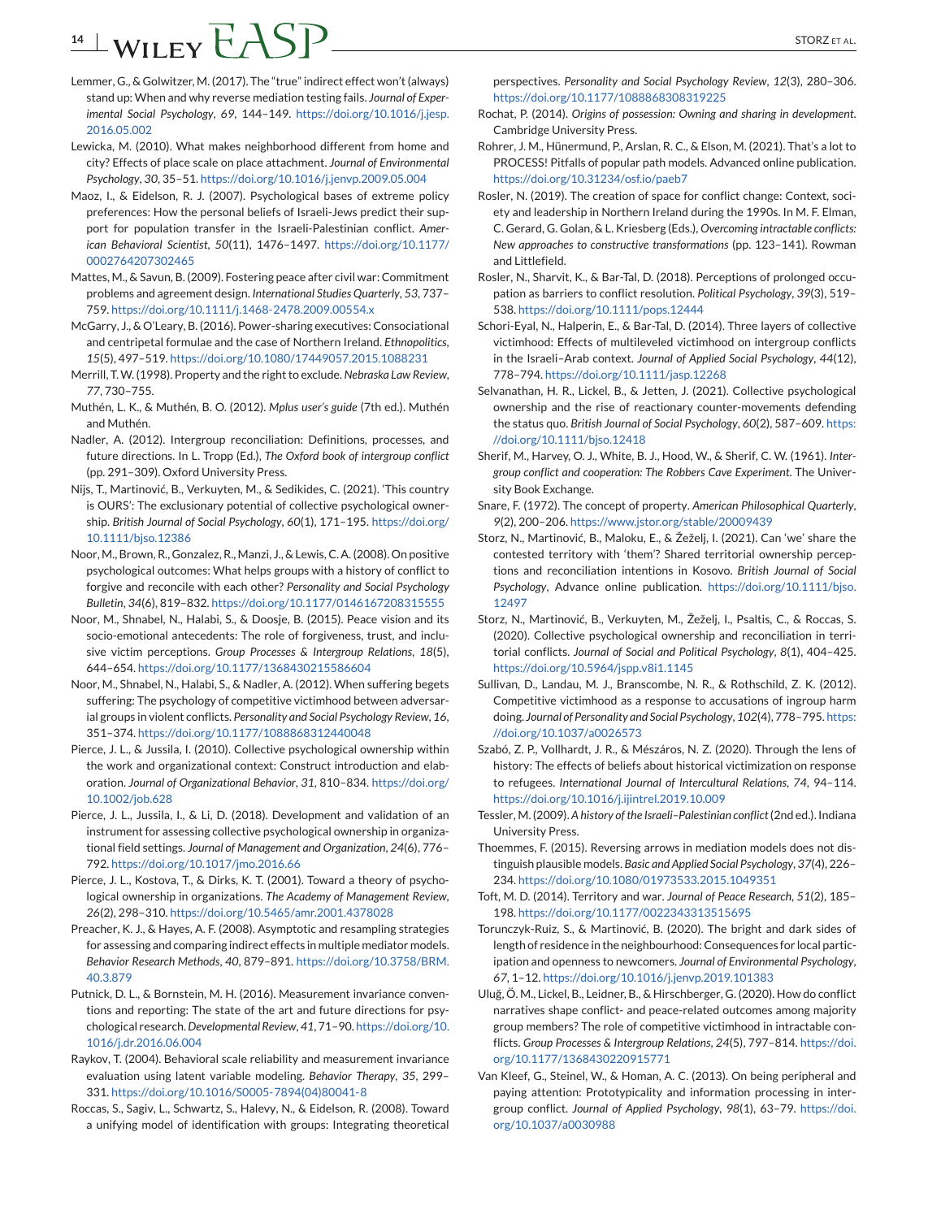Lemmer, G., & Golwitzer, M. (2017). The "true" indirect effect won't (always) stand up: When and why reverse mediation testing fails. *Journal of Experimental Social Psychology*, *69*, 144–149. https://doi.org/10.1016/j.jesp.2016.05.002

Lewicka, M. (2010). What makes neighborhood different from home and city? Effects of place scale on place attachment. *Journal of Environmental Psychology*, *30*, 35–51. https://doi.org/10.1016/j.jenvp.2009.05.004

Maoz, I., & Eidelson, R. J. (2007). Psychological bases of extreme policy preferences: How the personal beliefs of Israeli-Jews predict their support for population transfer in the Israeli-Palestinian conflict. *American Behavioral Scientist*, *50*(11), 1476–1497. https://doi.org/10.1177/0002764207302465

Mattes, M., & Savun, B. (2009). Fostering peace after civil war: Commitment problems and agreement design. *International Studies Quarterly*, *53*, 737–759. https://doi.org/10.1111/j.1468-2478.2009.00554.x

McGarry, J., & O'Leary, B. (2016). Power-sharing executives: Consociational and centripetal formulae and the case of Northern Ireland. *Ethnopolitics*, *15*(5), 497–519. https://doi.org/10.1080/17449057.2015.1088231

Merrill, T. W. (1998). Property and the right to exclude. *Nebraska Law Review*, *77*, 730–755.

Muthén, L. K., & Muthén, B. O. (2012). *Mplus user's guide* (7th ed.). Muthén and Muthén.

Nadler, A. (2012). Intergroup reconciliation: Definitions, processes, and future directions. In L. Tropp (Ed.), *The Oxford book of intergroup conflict* (pp. 291–309). Oxford University Press.

Nijs, T., Martinović, B., Verkuyten, M., & Sedikides, C. (2021). 'This country is OURS': The exclusionary potential of collective psychological ownership. *British Journal of Social Psychology*, *60*(1), 171–195. https://doi.org/10.1111/bjso.12386

Noor, M., Brown, R., Gonzalez, R., Manzi, J., & Lewis, C. A. (2008). On positive psychological outcomes: What helps groups with a history of conflict to forgive and reconcile with each other? *Personality and Social Psychology Bulletin*, *34*(6), 819–832. https://doi.org/10.1177/0146167208315555

Noor, M., Shnabel, N., Halabi, S., & Doosje, B. (2015). Peace vision and its socio-emotional antecedents: The role of forgiveness, trust, and inclusive victim perceptions. *Group Processes & Intergroup Relations*, *18*(5), 644–654. https://doi.org/10.1177/1368430215586604

Noor, M., Shnabel, N., Halabi, S., & Nadler, A. (2012). When suffering begets suffering: The psychology of competitive victimhood between adversarial groups in violent conflicts. *Personality and Social Psychology Review*, *16*, 351–374. https://doi.org/10.1177/1088868312440048

Pierce, J. L., & Jussila, I. (2010). Collective psychological ownership within the work and organizational context: Construct introduction and elaboration. *Journal of Organizational Behavior*, *31*, 810–834. https://doi.org/10.1002/job.628

Pierce, J. L., Jussila, I., & Li, D. (2018). Development and validation of an instrument for assessing collective psychological ownership in organizational field settings. *Journal of Management and Organization*, *24*(6), 776–792. https://doi.org/10.1017/jmo.2016.66

Pierce, J. L., Kostova, T., & Dirks, K. T. (2001). Toward a theory of psychological ownership in organizations. *The Academy of Management Review*, *26*(2), 298–310. https://doi.org/10.5465/amr.2001.4378028

Preacher, K. J., & Hayes, A. F. (2008). Asymptotic and resampling strategies for assessing and comparing indirect effects in multiple mediator models. *Behavior Research Methods*, *40*, 879–891. https://doi.org/10.3758/BRM.40.3.879

Putnick, D. L., & Bornstein, M. H. (2016). Measurement invariance conventions and reporting: The state of the art and future directions for psychological research. *Developmental Review*, *41*, 71–90. https://doi.org/10.1016/j.dr.2016.06.004

Raykov, T. (2004). Behavioral scale reliability and measurement invariance evaluation using latent variable modeling. *Behavior Therapy*, *35*, 299–331. https://doi.org/10.1016/S0005-7894(04)80041-8

Roccas, S., Sagiv, L., Schwartz, S., Halevy, N., & Eidelson, R. (2008). Toward a unifying model of identification with groups: Integrating theoretical perspectives. *Personality and Social Psychology Review*, *12*(3), 280–306. https://doi.org/10.1177/1088868308319225

Rochat, P. (2014). *Origins of possession: Owning and sharing in development*. Cambridge University Press.

Rohrer, J. M., Hünermund, P., Arslan, R. C., & Elson, M. (2021). That's a lot to PROCESS! Pitfalls of popular path models. Advanced online publication. https://doi.org/10.31234/osf.io/paeb7

Rosler, N. (2019). The creation of space for conflict change: Context, society and leadership in Northern Ireland during the 1990s. In M. F. Elman, C. Gerard, G. Golan, & L. Kriesberg (Eds.), *Overcoming intractable conflicts: New approaches to constructive transformations* (pp. 123–141). Rowman and Littlefield.

Rosler, N., Sharvit, K., & Bar-Tal, D. (2018). Perceptions of prolonged occupation as barriers to conflict resolution. *Political Psychology*, *39*(3), 519–538. https://doi.org/10.1111/pops.12444

Schori-Eyal, N., Halperin, E., & Bar-Tal, D. (2014). Three layers of collective victimhood: Effects of multileveled victimhood on intergroup conflicts in the Israeli–Arab context. *Journal of Applied Social Psychology*, *44*(12), 778–794. https://doi.org/10.1111/jasp.12268

Selvanathan, H. R., Lickel, B., & Jetten, J. (2021). Collective psychological ownership and the rise of reactionary counter-movements defending the status quo. *British Journal of Social Psychology*, *60*(2), 587–609. https://doi.org/10.1111/bjso.12418

Sherif, M., Harvey, O. J., White, B. J., Hood, W., & Sherif, C. W. (1961). *Intergroup conflict and cooperation: The Robbers Cave Experiment*. The University Book Exchange.

Snare, F. (1972). The concept of property. *American Philosophical Quarterly*, *9*(2), 200–206. https://www.jstor.org/stable/20009439

Storz, N., Martinović, B., Maloku, E., & Žeželj, I. (2021). Can 'we' share the contested territory with 'them'? Shared territorial ownership perceptions and reconciliation intentions in Kosovo. *British Journal of Social Psychology*, Advance online publication. https://doi.org/10.1111/bjso.12497

Storz, N., Martinović, B., Verkuyten, M., Žeželj, I., Psaltis, C., & Roccas, S. (2020). Collective psychological ownership and reconciliation in territorial conflicts. *Journal of Social and Political Psychology*, *8*(1), 404–425. https://doi.org/10.5964/jspp.v8i1.1145

Sullivan, D., Landau, M. J., Branscombe, N. R., & Rothschild, Z. K. (2012). Competitive victimhood as a response to accusations of ingroup harm doing. *Journal of Personality and Social Psychology*, *102*(4), 778–795. https://doi.org/10.1037/a0026573

Szabó, Z. P., Vollhardt, J. R., & Mészáros, N. Z. (2020). Through the lens of history: The effects of beliefs about historical victimization on response to refugees. *International Journal of Intercultural Relations*, *74*, 94–114. https://doi.org/10.1016/j.ijintrel.2019.10.009

Tessler, M. (2009). *A history of the Israeli–Palestinian conflict* (2nd ed.). Indiana University Press.

Thoemmes, F. (2015). Reversing arrows in mediation models does not distinguish plausible models. *Basic and Applied Social Psychology*, *37*(4), 226–234. https://doi.org/10.1080/01973533.2015.1049351

Toft, M. D. (2014). Territory and war. *Journal of Peace Research*, *51*(2), 185–198. https://doi.org/10.1177/0022343313515695

Torunczyk-Ruiz, S., & Martinović, B. (2020). The bright and dark sides of length of residence in the neighbourhood: Consequences for local participation and openness to newcomers. *Journal of Environmental Psychology*, *67*, 1–12. https://doi.org/10.1016/j.jenvp.2019.101383

Uluğ, Ö. M., Lickel, B., Leidner, B., & Hirschberger, G. (2020). How do conflict narratives shape conflict- and peace-related outcomes among majority group members? The role of competitive victimhood in intractable conflicts. *Group Processes & Intergroup Relations*, *24*(5), 797–814. https://doi.org/10.1177/1368430220915771

Van Kleef, G., Steinel, W., & Homan, A. C. (2013). On being peripheral and paying attention: Prototypicality and information processing in intergroup conflict. *Journal of Applied Psychology*, *98*(1), 63–79. https://doi.org/10.1037/a0030988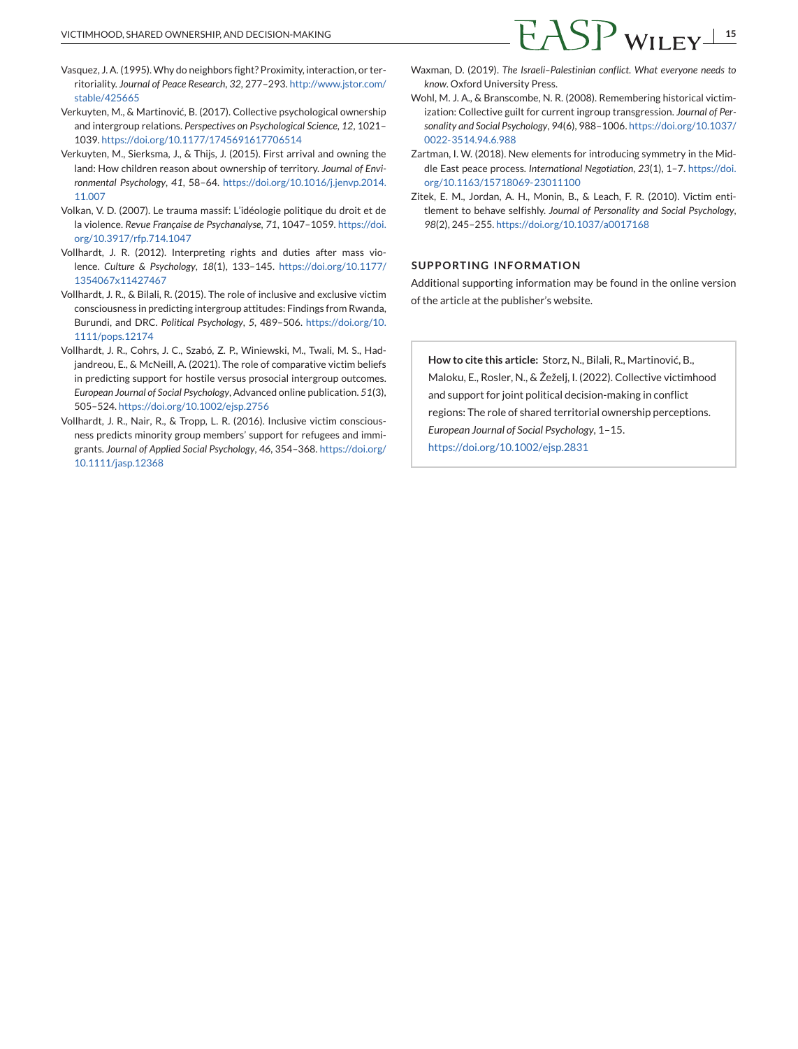Vasquez, J. A. (1995). Why do neighbors fight? Proximity, interaction, or territoriality. *Journal of Peace Research*, *32*, 277–293. http://www.jstor.com/stable/425665

Verkuyten, M., & Martinović, B. (2017). Collective psychological ownership and intergroup relations. *Perspectives on Psychological Science*, *12*, 1021–1039. https://doi.org/10.1177/1745691617706514

Verkuyten, M., Sierksma, J., & Thijs, J. (2015). First arrival and owning the land: How children reason about ownership of territory. *Journal of Environmental Psychology*, *41*, 58–64. https://doi.org/10.1016/j.jenvp.2014.11.007

Volkan, V. D. (2007). Le trauma massif: L'idéologie politique du droit et de la violence. *Revue Française de Psychanalyse*, *71*, 1047–1059. https://doi.org/10.3917/rfp.714.1047

Vollhardt, J. R. (2012). Interpreting rights and duties after mass violence. *Culture & Psychology*, *18*(1), 133–145. https://doi.org/10.1177/1354067x11427467

Vollhardt, J. R., & Bilali, R. (2015). The role of inclusive and exclusive victim consciousness in predicting intergroup attitudes: Findings from Rwanda, Burundi, and DRC. *Political Psychology*, *5*, 489–506. https://doi.org/10.1111/pops.12174

Vollhardt, J. R., Cohrs, J. C., Szabó, Z. P., Winiewski, M., Twali, M. S., Hadjandreou, E., & McNeill, A. (2021). The role of comparative victim beliefs in predicting support for hostile versus prosocial intergroup outcomes. *European Journal of Social Psychology*, Advanced online publication. *51*(3), 505–524. https://doi.org/10.1002/ejsp.2756

Vollhardt, J. R., Nair, R., & Tropp, L. R. (2016). Inclusive victim consciousness predicts minority group members' support for refugees and immigrants. *Journal of Applied Social Psychology*, *46*, 354–368. https://doi.org/10.1111/jasp.12368

Waxman, D. (2019). *The Israeli–Palestinian conflict. What everyone needs to know*. Oxford University Press.

Wohl, M. J. A., & Branscombe, N. R. (2008). Remembering historical victimization: Collective guilt for current ingroup transgression. *Journal of Personality and Social Psychology*, *94*(6), 988–1006. https://doi.org/10.1037/0022-3514.94.6.988

Zartman, I. W. (2018). New elements for introducing symmetry in the Middle East peace process. *International Negotiation*, *23*(1), 1–7. https://doi.org/10.1163/15718069-23011100

Zitek, E. M., Jordan, A. H., Monin, B., & Leach, F. R. (2010). Victim entitlement to behave selfishly. *Journal of Personality and Social Psychology*, *98*(2), 245–255. https://doi.org/10.1037/a0017168

## SUPPORTING INFORMATION

Additional supporting information may be found in the online version of the article at the publisher's website.

**How to cite this article:** Storz, N., Bilali, R., Martinović, B., Maloku, E., Rosler, N., & Žeželj, I. (2022). Collective victimhood and support for joint political decision-making in conflict regions: The role of shared territorial ownership perceptions. *European Journal of Social Psychology*, 1–15. https://doi.org/10.1002/ejsp.2831